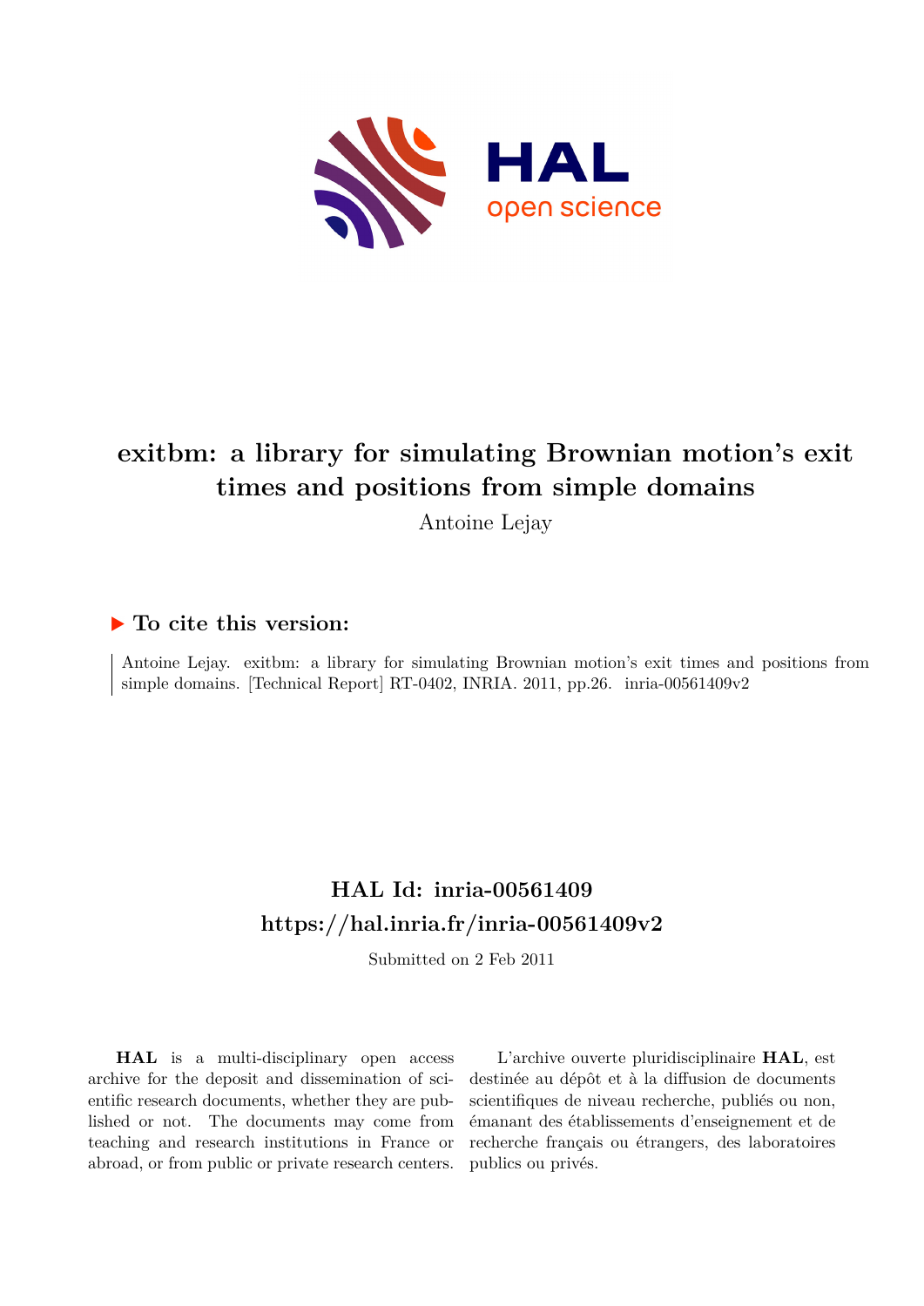# exitbm: a library for simulating Brownian motion's exit times and positions from simple domains

Antoine Lejay

## ▶ To cite this version:

Antoine Lejay. exitbm: a library for simulating Brownian motion's exit times and positions from simple domains. [Technical Report] RT-0402, INRIA. 2011, pp.26. inria-00561409v2

## HAL Id: inria-00561409

## https://hal.inria.fr/inria-00561409v2

Submitted on 2 Feb 2011

**HAL** is a multi-disciplinary open access archive for the deposit and dissemination of scientific research documents, whether they are published or not. The documents may come from teaching and research institutions in France or abroad, or from public or private research centers.

L'archive ouverte pluridisciplinaire **HAL**, est destinée au dépôt et à la diffusion de documents scientifiques de niveau recherche, publiés ou non, émanant des établissements d'enseignement et de recherche français ou étrangers, des laboratoires publics ou privés.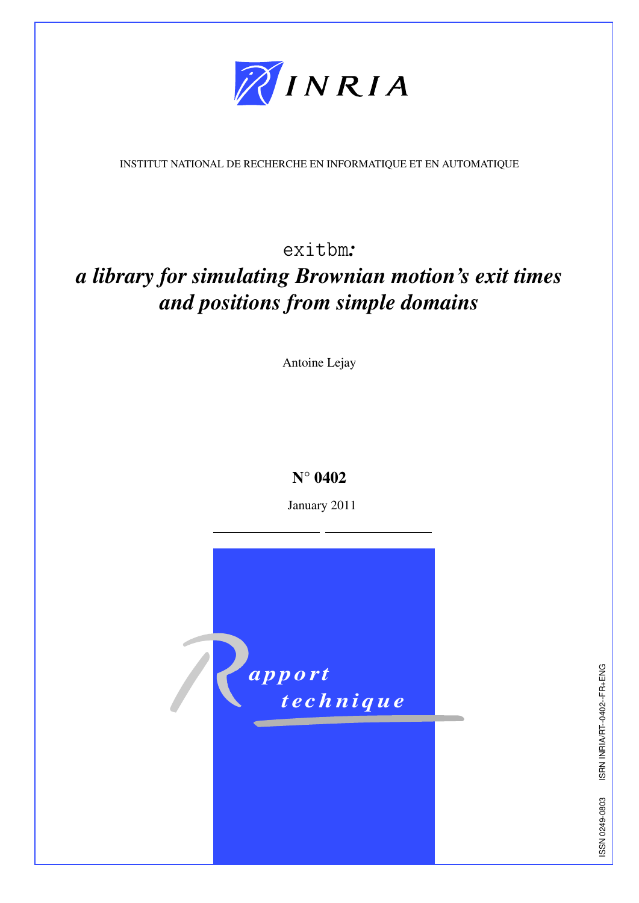INSTITUT NATIONAL DE RECHERCHE EN INFORMATIQUE ET EN AUTOMATIQUE

# `exitbm`: *a library for simulating Brownian motion's exit times and positions from simple domains*

Antoine Lejay

**N° 0402**

January 2011

*Rapport technique*

ISSN 0249-0803 ISRN INRIA/RT--0402--FR+ENG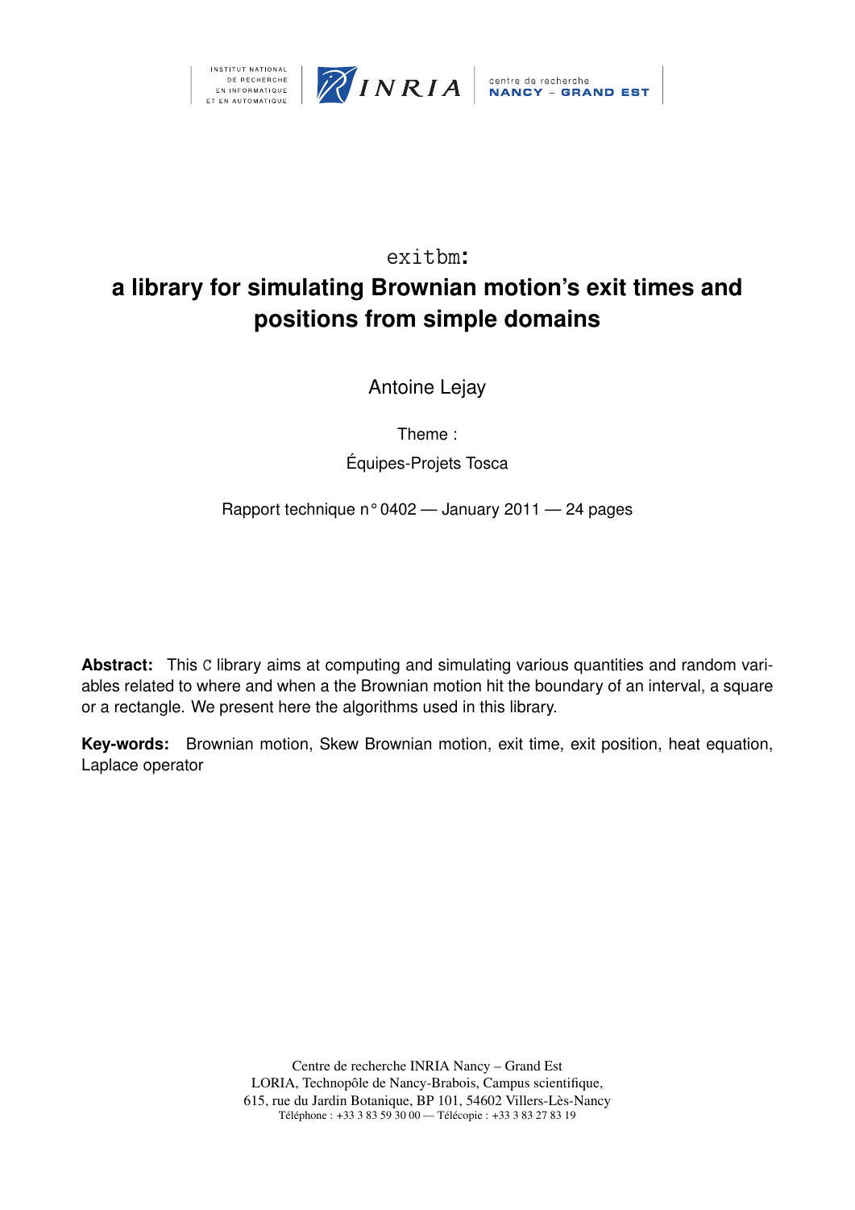# `exitbm`:
# a library for simulating Brownian motion's exit times and positions from simple domains

Antoine Lejay

Theme :

Équipes-Projets Tosca

Rapport technique n° 0402 — January 2011 — 24 pages

**Abstract:** This `C` library aims at computing and simulating various quantities and random variables related to where and when a the Brownian motion hit the boundary of an interval, a square or a rectangle. We present here the algorithms used in this library.

**Key-words:** Brownian motion, Skew Brownian motion, exit time, exit position, heat equation, Laplace operator

Centre de recherche INRIA Nancy – Grand Est
LORIA, Technopôle de Nancy-Brabois, Campus scientifique,
615, rue du Jardin Botanique, BP 101, 54602 Villers-Lès-Nancy
Téléphone : +33 3 83 59 30 00 — Télécopie : +33 3 83 27 83 19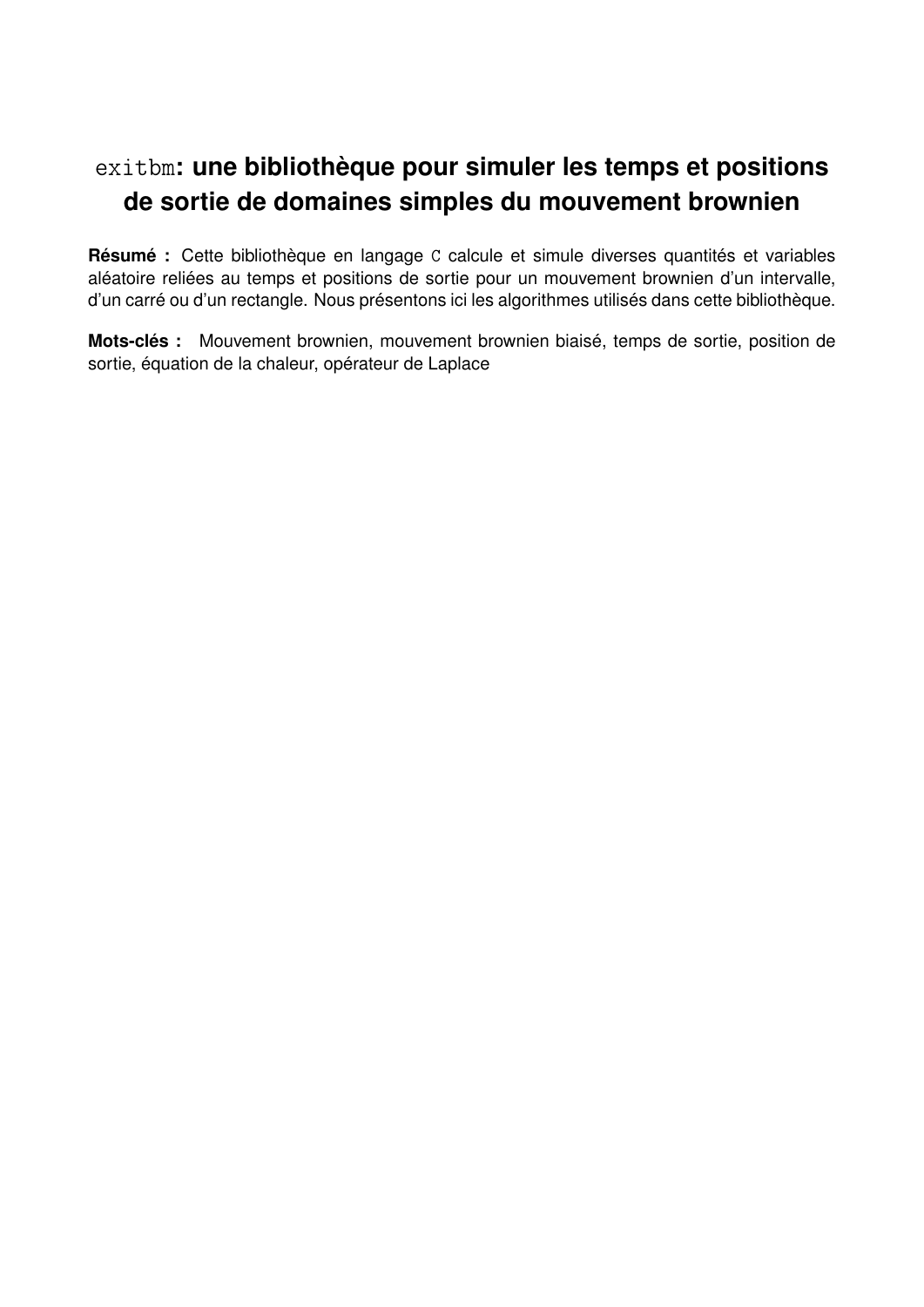# `exitbm`: une bibliothèque pour simuler les temps et positions de sortie de domaines simples du mouvement brownien

**Résumé :** Cette bibliothèque en langage `C` calcule et simule diverses quantités et variables aléatoire reliées au temps et positions de sortie pour un mouvement brownien d'un intervalle, d'un carré ou d'un rectangle. Nous présentons ici les algorithmes utilisés dans cette bibliothèque.

**Mots-clés :** Mouvement brownien, mouvement brownien biaisé, temps de sortie, position de sortie, équation de la chaleur, opérateur de Laplace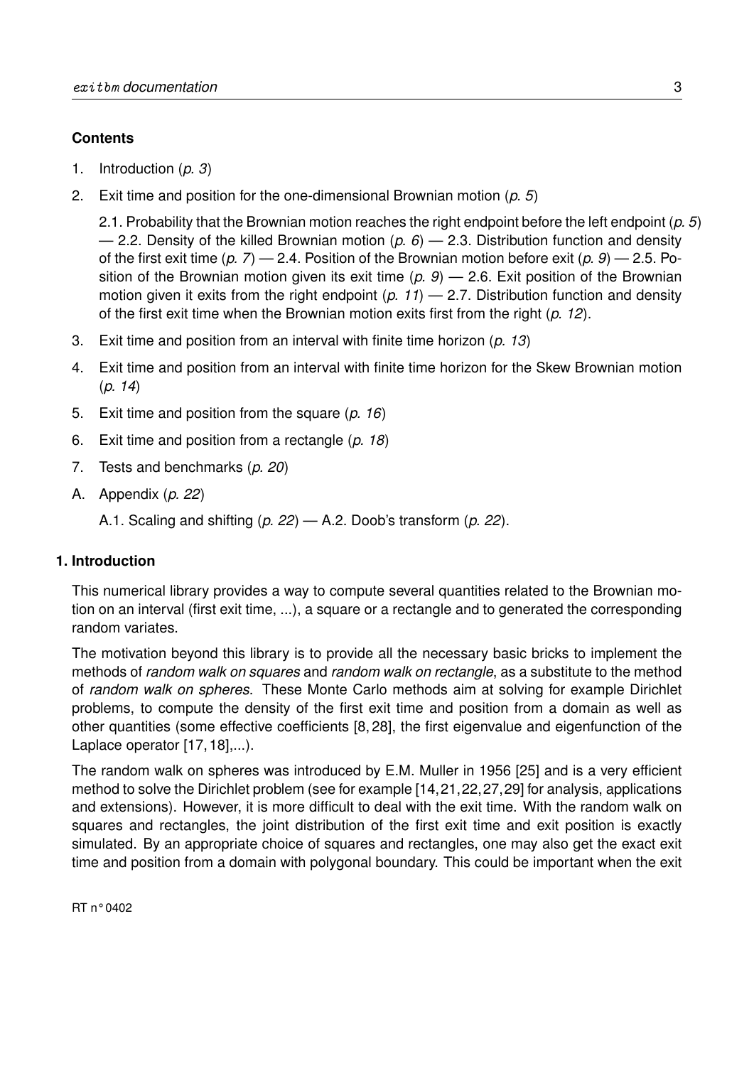## Contents

1. Introduction (*p. 3*)
2. Exit time and position for the one-dimensional Brownian motion (*p. 5*)

   2.1. Probability that the Brownian motion reaches the right endpoint before the left endpoint (*p. 5*) — 2.2. Density of the killed Brownian motion (*p. 6*) — 2.3. Distribution function and density of the first exit time (*p. 7*) — 2.4. Position of the Brownian motion before exit (*p. 9*) — 2.5. Position of the Brownian motion given its exit time (*p. 9*) — 2.6. Exit position of the Brownian motion given it exits from the right endpoint (*p. 11*) — 2.7. Distribution function and density of the first exit time when the Brownian motion exits first from the right (*p. 12*).
3. Exit time and position from an interval with finite time horizon (*p. 13*)
4. Exit time and position from an interval with finite time horizon for the Skew Brownian motion (*p. 14*)
5. Exit time and position from the square (*p. 16*)
6. Exit time and position from a rectangle (*p. 18*)
7. Tests and benchmarks (*p. 20*)

A. Appendix (*p. 22*)

   A.1. Scaling and shifting (*p. 22*) — A.2. Doob's transform (*p. 22*).

## 1. Introduction

This numerical library provides a way to compute several quantities related to the Brownian motion on an interval (first exit time, ...), a square or a rectangle and to generated the corresponding random variates.

The motivation beyond this library is to provide all the necessary basic bricks to implement the methods of *random walk on squares* and *random walk on rectangle*, as a substitute to the method of *random walk on spheres*. These Monte Carlo methods aim at solving for example Dirichlet problems, to compute the density of the first exit time and position from a domain as well as other quantities (some effective coefficients [8, 28], the first eigenvalue and eigenfunction of the Laplace operator [17, 18],...).

The random walk on spheres was introduced by E.M. Muller in 1956 [25] and is a very efficient method to solve the Dirichlet problem (see for example [14, 21, 22, 27, 29] for analysis, applications and extensions). However, it is more difficult to deal with the exit time. With the random walk on squares and rectangles, the joint distribution of the first exit time and exit position is exactly simulated. By an appropriate choice of squares and rectangles, one may also get the exact exit time and position from a domain with polygonal boundary. This could be important when the exit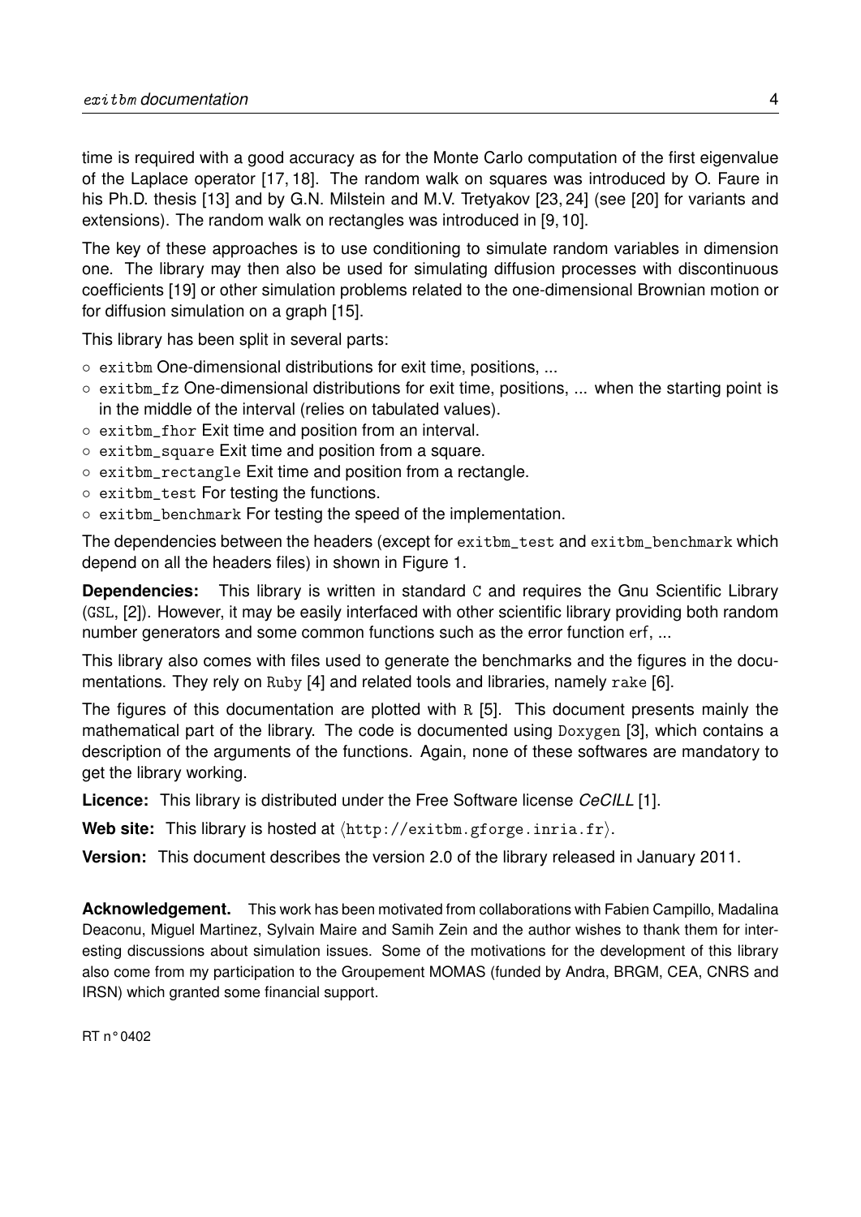time is required with a good accuracy as for the Monte Carlo computation of the first eigenvalue of the Laplace operator [17, 18]. The random walk on squares was introduced by O. Faure in his Ph.D. thesis [13] and by G.N. Milstein and M.V. Tretyakov [23, 24] (see [20] for variants and extensions). The random walk on rectangles was introduced in [9, 10].

The key of these approaches is to use conditioning to simulate random variables in dimension one. The library may then also be used for simulating diffusion processes with discontinuous coefficients [19] or other simulation problems related to the one-dimensional Brownian motion or for diffusion simulation on a graph [15].

This library has been split in several parts:

- `exitbm` One-dimensional distributions for exit time, positions, ...
- `exitbm_fz` One-dimensional distributions for exit time, positions, ... when the starting point is in the middle of the interval (relies on tabulated values).
- `exitbm_fhor` Exit time and position from an interval.
- `exitbm_square` Exit time and position from a square.
- `exitbm_rectangle` Exit time and position from a rectangle.
- `exitbm_test` For testing the functions.
- `exitbm_benchmark` For testing the speed of the implementation.

The dependencies between the headers (except for `exitbm_test` and `exitbm_benchmark` which depend on all the headers files) in shown in Figure 1.

**Dependencies:** This library is written in standard C and requires the Gnu Scientific Library (GSL, [2]). However, it may be easily interfaced with other scientific library providing both random number generators and some common functions such as the error function erf, ...

This library also comes with files used to generate the benchmarks and the figures in the documentations. They rely on Ruby [4] and related tools and libraries, namely `rake` [6].

The figures of this documentation are plotted with R [5]. This document presents mainly the mathematical part of the library. The code is documented using Doxygen [3], which contains a description of the arguments of the functions. Again, none of these softwares are mandatory to get the library working.

**Licence:** This library is distributed under the Free Software license *CeCILL* [1].

**Web site:** This library is hosted at ⟨http://exitbm.gforge.inria.fr⟩.

**Version:** This document describes the version 2.0 of the library released in January 2011.

**Acknowledgement.** This work has been motivated from collaborations with Fabien Campillo, Madalina Deaconu, Miguel Martinez, Sylvain Maire and Samih Zein and the author wishes to thank them for interesting discussions about simulation issues. Some of the motivations for the development of this library also come from my participation to the Groupement MOMAS (funded by Andra, BRGM, CEA, CNRS and IRSN) which granted some financial support.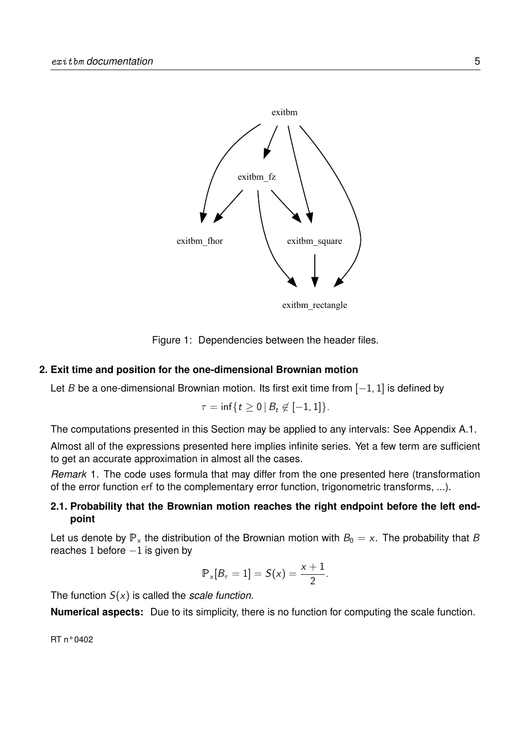Figure 1: Dependencies between the header files.

## 2. Exit time and position for the one-dimensional Brownian motion

Let $B$ be a one-dimensional Brownian motion. Its first exit time from $[-1, 1]$ is defined by

$$\tau = \inf\{t \geq 0 \,|\, B_t \notin [-1, 1]\}.$$

The computations presented in this Section may be applied to any intervals: See Appendix A.1.

Almost all of the expressions presented here implies infinite series. Yet a few term are sufficient to get an accurate approximation in almost all the cases.

*Remark* 1. The code uses formula that may differ from the one presented here (transformation of the error function erf to the complementary error function, trigonometric transforms, ...).

### 2.1. Probability that the Brownian motion reaches the right endpoint before the left endpoint

Let us denote by $\mathbb{P}_x$ the distribution of the Brownian motion with $B_0 = x$. The probability that $B$ reaches 1 before $-1$ is given by

$$\mathbb{P}_x[B_\tau = 1] = S(x) = \frac{x+1}{2}.$$

The function $S(x)$ is called the *scale function*.

**Numerical aspects:** Due to its simplicity, there is no function for computing the scale function.

RT n° 0402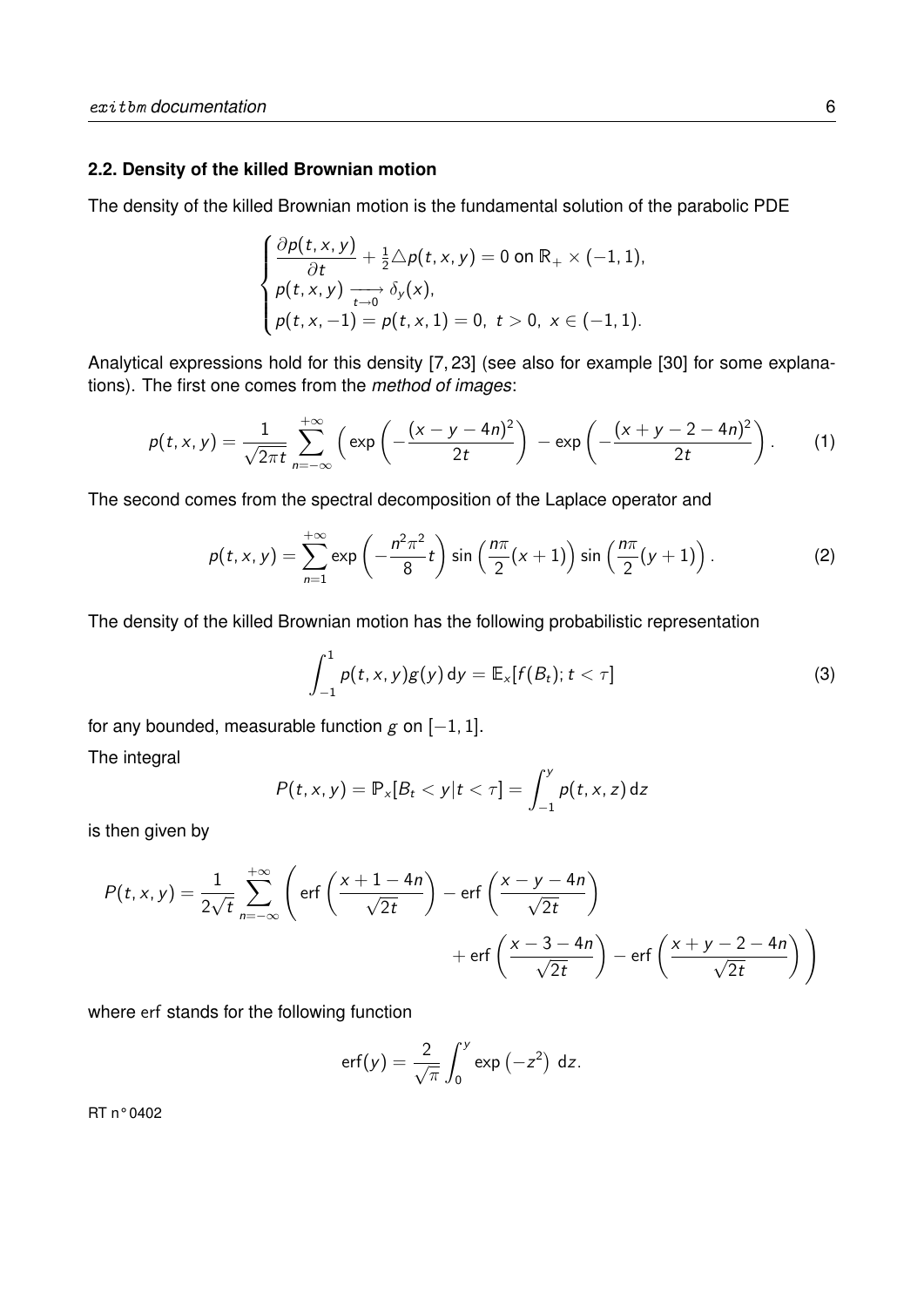### 2.2. Density of the killed Brownian motion

The density of the killed Brownian motion is the fundamental solution of the parabolic PDE

$$
\begin{cases}
\dfrac{\partial p(t,x,y)}{\partial t} + \frac{1}{2}\triangle p(t,x,y) = 0 \text{ on } \mathbb{R}_+ \times (-1,1), \\
p(t,x,y) \xrightarrow[t\to 0]{} \delta_y(x), \\
p(t,x,-1) = p(t,x,1) = 0,\ t>0,\ x \in (-1,1).
\end{cases}
$$

Analytical expressions hold for this density [7, 23] (see also for example [30] for some explanations). The first one comes from the *method of images*:

$$
p(t,x,y) = \frac{1}{\sqrt{2\pi t}} \sum_{n=-\infty}^{+\infty} \left( \exp\left( -\frac{(x-y-4n)^2}{2t} \right) - \exp\left( -\frac{(x+y-2-4n)^2}{2t} \right) \right). \tag{1}
$$

The second comes from the spectral decomposition of the Laplace operator and

$$
p(t,x,y) = \sum_{n=1}^{+\infty} \exp\left( -\frac{n^2\pi^2}{8} t \right) \sin\left( \frac{n\pi}{2}(x+1) \right) \sin\left( \frac{n\pi}{2}(y+1) \right). \tag{2}
$$

The density of the killed Brownian motion has the following probabilistic representation

$$
\int_{-1}^{1} p(t,x,y) g(y) \, \mathrm{d}y = \mathbb{E}_x[f(B_t); t < \tau] \tag{3}
$$

for any bounded, measurable function $g$ on $[-1,1]$.

The integral

$$
P(t,x,y) = \mathbb{P}_x[B_t < y | t < \tau] = \int_{-1}^{y} p(t,x,z) \, \mathrm{d}z
$$

is then given by

$$
P(t,x,y) = \frac{1}{2\sqrt{t}} \sum_{n=-\infty}^{+\infty} \left( \operatorname{erf}\left( \frac{x+1-4n}{\sqrt{2t}} \right) - \operatorname{erf}\left( \frac{x-y-4n}{\sqrt{2t}} \right) + \operatorname{erf}\left( \frac{x-3-4n}{\sqrt{2t}} \right) - \operatorname{erf}\left( \frac{x+y-2-4n}{\sqrt{2t}} \right) \right)
$$

where erf stands for the following function

$$
\operatorname{erf}(y) = \frac{2}{\sqrt{\pi}} \int_0^y \exp\left(-z^2\right) \, \mathrm{d}z.
$$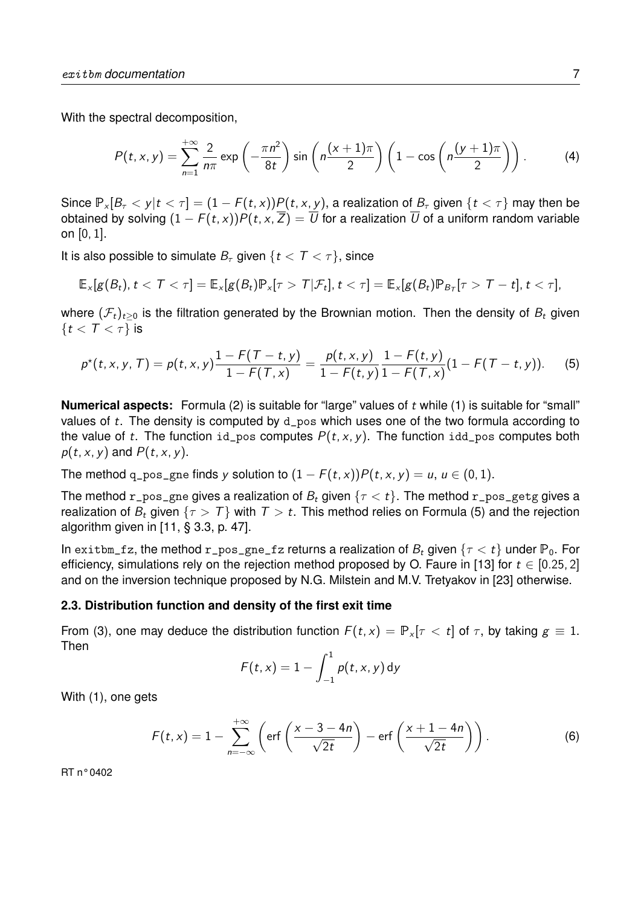With the spectral decomposition,

$$P(t,x,y) = \sum_{n=1}^{+\infty} \frac{2}{n\pi} \exp\left(-\frac{\pi n^2}{8t}\right) \sin\left(n\frac{(x+1)\pi}{2}\right)\left(1-\cos\left(n\frac{(y+1)\pi}{2}\right)\right). \tag{4}$$

Since $\mathbb{P}_x[B_\tau < y | t < \tau] = (1-F(t,x))P(t,x,y)$, a realization of $B_\tau$ given $\{t < \tau\}$ may then be obtained by solving $(1-F(t,x))P(t,x,\overline{Z}) = \overline{U}$ for a realization $\overline{U}$ of a uniform random variable on $[0,1]$.

It is also possible to simulate $B_\tau$ given $\{t < T < \tau\}$, since

$$\mathbb{E}_x[g(B_t), t < T < \tau] = \mathbb{E}_x[g(B_t)\mathbb{P}_x[\tau > T | \mathcal{F}_t], t < \tau] = \mathbb{E}_x[g(B_t)\mathbb{P}_{B_T}[\tau > T-t], t < \tau],$$

where $(\mathcal{F}_t)_{t\geq 0}$ is the filtration generated by the Brownian motion. Then the density of $B_t$ given $\{t < T < \tau\}$ is

$$p^\star(t,x,y,T) = p(t,x,y)\frac{1-F(T-t,y)}{1-F(T,x)} = \frac{p(t,x,y)}{1-F(t,y)}\frac{1-F(t,y)}{1-F(T,x)}(1-F(T-t,y)). \tag{5}$$

**Numerical aspects:** Formula (2) is suitable for "large" values of $t$ while (1) is suitable for "small" values of $t$. The density is computed by d_pos which uses one of the two formula according to the value of $t$. The function id_pos computes $P(t,x,y)$. The function idd_pos computes both $p(t,x,y)$ and $P(t,x,y)$.

The method q_pos_gne finds $y$ solution to $(1-F(t,x))P(t,x,y) = u$, $u \in (0,1)$.

The method r_pos_gne gives a realization of $B_t$ given $\{\tau < t\}$. The method r_pos_getg gives a realization of $B_t$ given $\{\tau > T\}$ with $T > t$. This method relies on Formula (5) and the rejection algorithm given in [11, § 3.3, p. 47].

In exitbm_fz, the method r_pos_gne_fz returns a realization of $B_t$ given $\{\tau < t\}$ under $\mathbb{P}_0$. For efficiency, simulations rely on the rejection method proposed by O. Faure in [13] for $t \in [0.25, 2]$ and on the inversion technique proposed by N.G. Milstein and M.V. Tretyakov in [23] otherwise.

### 2.3. Distribution function and density of the first exit time

From (3), one may deduce the distribution function $F(t,x) = \mathbb{P}_x[\tau < t]$ of $\tau$, by taking $g \equiv 1$. Then

$$F(t,x) = 1 - \int_{-1}^{1} p(t,x,y)\,\mathrm{d}y$$

With (1), one gets

$$F(t,x) = 1 - \sum_{n=-\infty}^{+\infty}\left(\operatorname{erf}\left(\frac{x-3-4n}{\sqrt{2t}}\right) - \operatorname{erf}\left(\frac{x+1-4n}{\sqrt{2t}}\right)\right). \tag{6}$$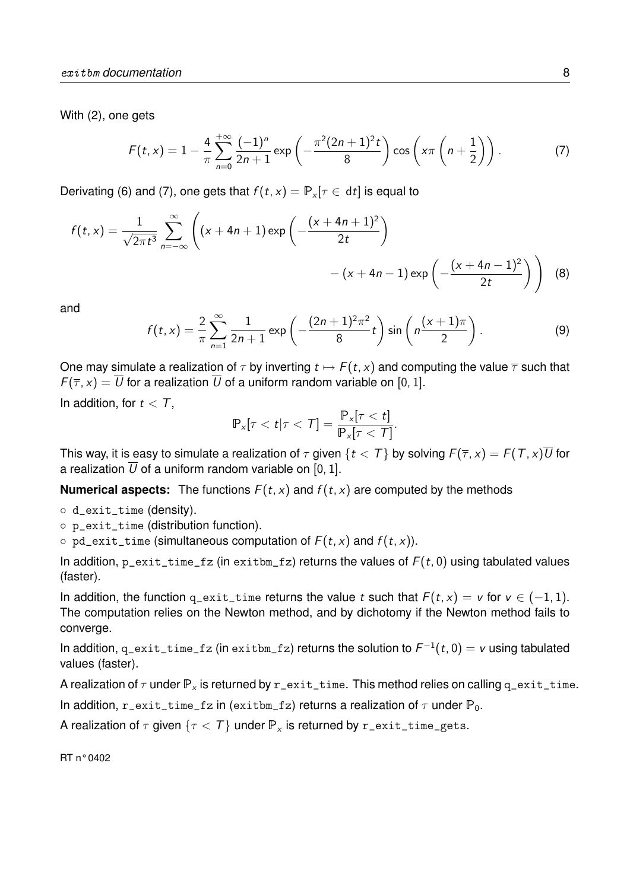With (2), one gets

$$F(t,x) = 1 - \frac{4}{\pi}\sum_{n=0}^{+\infty} \frac{(-1)^n}{2n+1} \exp\left(-\frac{\pi^2(2n+1)^2 t}{8}\right) \cos\left(x\pi\left(n+\frac{1}{2}\right)\right). \tag{7}$$

Derivating (6) and (7), one gets that $f(t,x) = \mathbb{P}_x[\tau \in \mathrm{d}t]$ is equal to

$$f(t,x) = \frac{1}{\sqrt{2\pi t^3}} \sum_{n=-\infty}^{\infty} \left( (x+4n+1)\exp\left(-\frac{(x+4n+1)^2}{2t}\right) - (x+4n-1)\exp\left(-\frac{(x+4n-1)^2}{2t}\right)\right) \tag{8}$$

and

$$f(t,x) = \frac{2}{\pi}\sum_{n=1}^{\infty} \frac{1}{2n+1} \exp\left(-\frac{(2n+1)^2\pi^2}{8}t\right) \sin\left(n\frac{(x+1)\pi}{2}\right). \tag{9}$$

One may simulate a realization of $\tau$ by inverting $t \mapsto F(t,x)$ and computing the value $\overline{\tau}$ such that $F(\overline{\tau}, x) = \overline{U}$ for a realization $\overline{U}$ of a uniform random variable on $[0,1]$.

In addition, for $t < T$,

$$\mathbb{P}_x[\tau < t | \tau < T] = \frac{\mathbb{P}_x[\tau < t]}{\mathbb{P}_x[\tau < T]}.$$

This way, it is easy to simulate a realization of $\tau$ given $\{t < T\}$ by solving $F(\overline{\tau}, x) = F(T,x)\overline{U}$ for a realization $\overline{U}$ of a uniform random variable on $[0,1]$.

**Numerical aspects:** The functions $F(t,x)$ and $f(t,x)$ are computed by the methods

- d_exit_time (density).
- p_exit_time (distribution function).
- pd_exit_time (simultaneous computation of $F(t,x)$ and $f(t,x)$).

In addition, p_exit_time_fz (in exitbm_fz) returns the values of $F(t,0)$ using tabulated values (faster).

In addition, the function q_exit_time returns the value $t$ such that $F(t,x) = v$ for $v \in (-1,1)$. The computation relies on the Newton method, and by dichotomy if the Newton method fails to converge.

In addition, q_exit_time_fz (in exitbm_fz) returns the solution to $F^{-1}(t,0) = v$ using tabulated values (faster).

A realization of $\tau$ under $\mathbb{P}_x$ is returned by r_exit_time. This method relies on calling q_exit_time.

In addition, r_exit_time_fz in (exitbm_fz) returns a realization of $\tau$ under $\mathbb{P}_0$.

A realization of $\tau$ given $\{\tau < T\}$ under $\mathbb{P}_x$ is returned by r_exit_time_gets.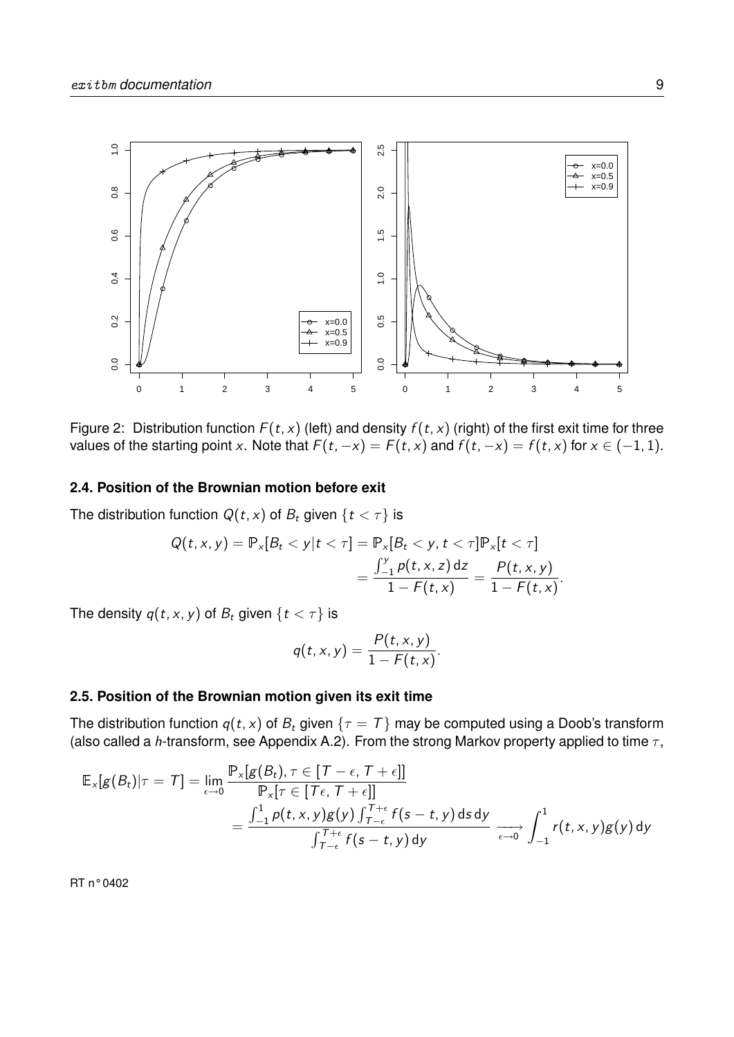Figure 2: Distribution function $F(t,x)$ (left) and density $f(t,x)$ (right) of the first exit time for three values of the starting point $x$. Note that $F(t,-x) = F(t,x)$ and $f(t,-x) = f(t,x)$ for $x \in (-1,1)$.

### 2.4. Position of the Brownian motion before exit

The distribution function $Q(t,x)$ of $B_t$ given $\{t < \tau\}$ is

$$Q(t,x,y) = \mathbb{P}_x[B_t < y | t < \tau] = \mathbb{P}_x[B_t < y, t < \tau]\mathbb{P}_x[t < \tau]$$
$$= \frac{\int_{-1}^{y} p(t,x,z)\,\mathrm{d}z}{1 - F(t,x)} = \frac{P(t,x,y)}{1 - F(t,x)}.$$

The density $q(t,x,y)$ of $B_t$ given $\{t < \tau\}$ is

$$q(t,x,y) = \frac{P(t,x,y)}{1 - F(t,x)}.$$

### 2.5. Position of the Brownian motion given its exit time

The distribution function $q(t,x)$ of $B_t$ given $\{\tau = T\}$ may be computed using a Doob's transform (also called a *h*-transform, see Appendix A.2). From the strong Markov property applied to time $\tau$,

$$\mathbb{E}_x[g(B_t)|\tau = T] = \lim_{\epsilon \to 0} \frac{\mathbb{P}_x[g(B_t), \tau \in [T-\epsilon, T+\epsilon]]}{\mathbb{P}_x[\tau \in [T\epsilon, T+\epsilon]]}$$
$$= \frac{\int_{-1}^{1} p(t,x,y) g(y) \int_{T-\epsilon}^{T+\epsilon} f(s-t,y)\,\mathrm{d}s\,\mathrm{d}y}{\int_{T-\epsilon}^{T+\epsilon} f(s-t,y)\,\mathrm{d}y} \xrightarrow[\epsilon \to 0]{} \int_{-1}^{1} r(t,x,y) g(y)\,\mathrm{d}y$$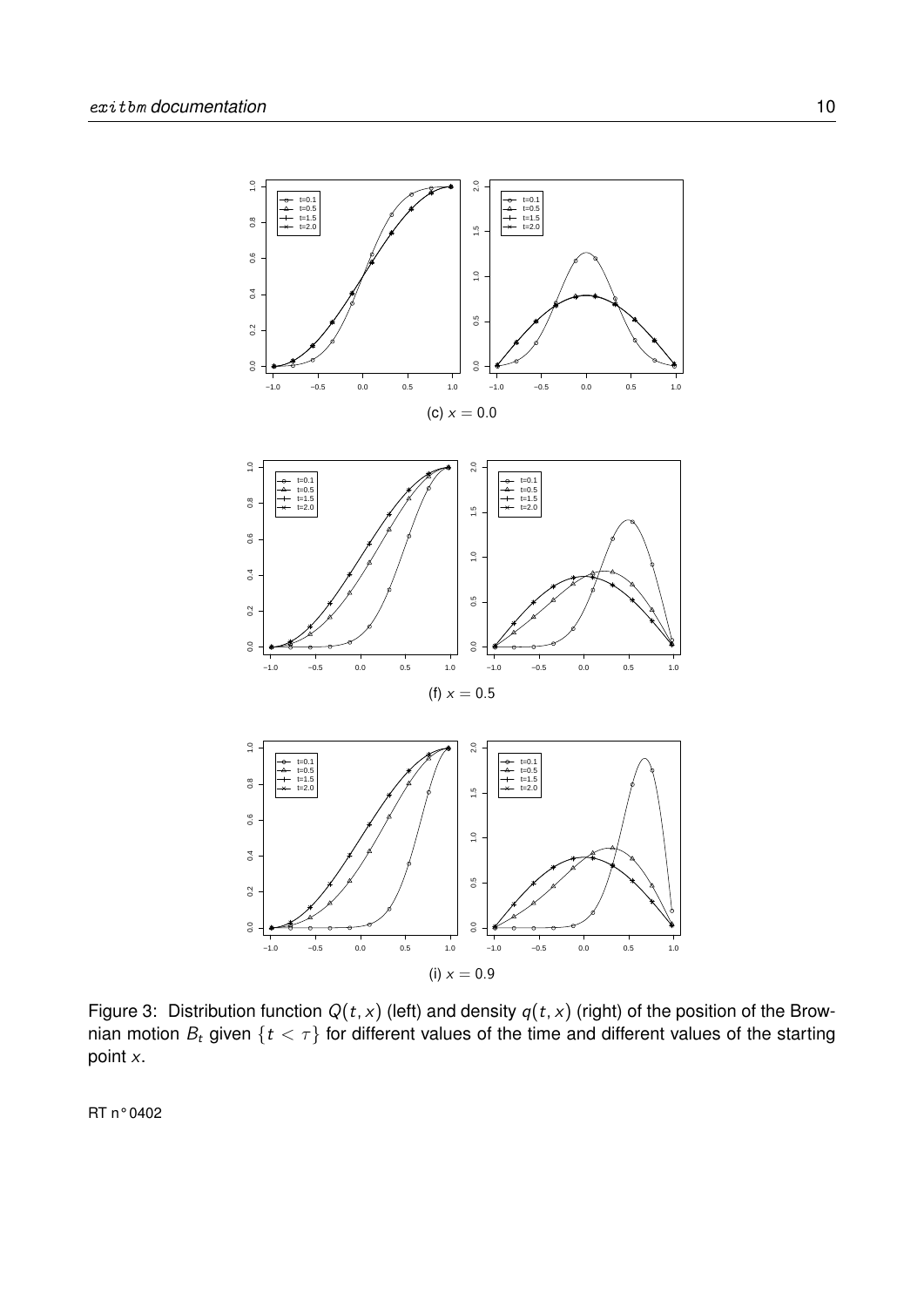(c) $x = 0.0$

(f) $x = 0.5$

(i) $x = 0.9$

Figure 3: Distribution function $Q(t, x)$ (left) and density $q(t, x)$ (right) of the position of the Brownian motion $B_t$ given $\{t < \tau\}$ for different values of the time and different values of the starting point $x$.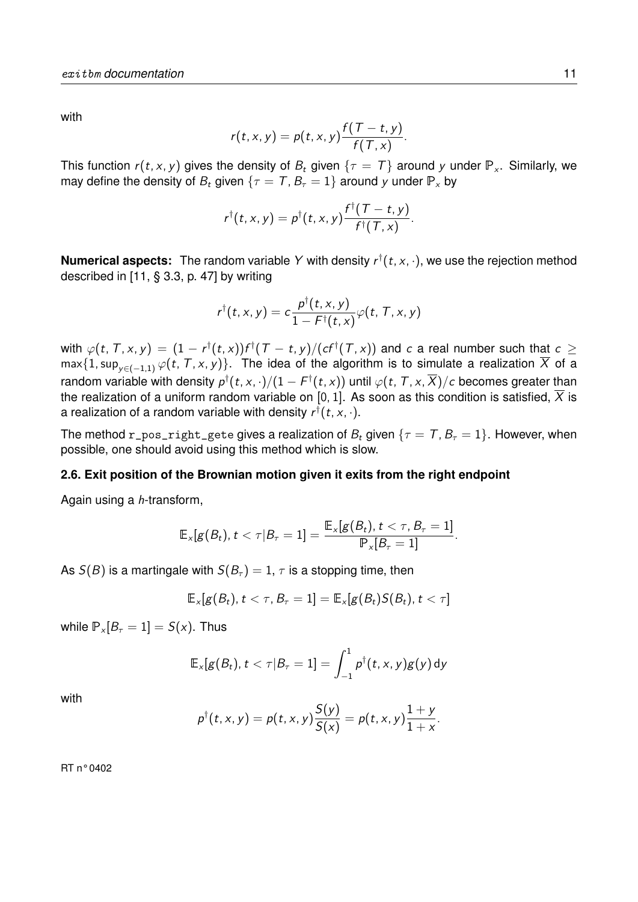with

$$r(t,x,y) = p(t,x,y)\frac{f(T-t,y)}{f(T,x)}.$$

This function $r(t,x,y)$ gives the density of $B_t$ given $\{\tau = T\}$ around $y$ under $\mathbb{P}_x$. Similarly, we may define the density of $B_t$ given $\{\tau = T, B_\tau = 1\}$ around $y$ under $\mathbb{P}_x$ by

$$r^\dagger(t,x,y) = p^\dagger(t,x,y)\frac{f^\dagger(T-t,y)}{f^\dagger(T,x)}.$$

**Numerical aspects:** The random variable $Y$ with density $r^\dagger(t,x,\cdot)$, we use the rejection method described in [11, § 3.3, p. 47] by writing

$$r^\dagger(t,x,y) = c\frac{p^\dagger(t,x,y)}{1-F^\dagger(t,x)}\varphi(t,T,x,y)$$

with $\varphi(t,T,x,y) = (1-r^\dagger(t,x))f^\dagger(T-t,y)/(cf^\dagger(T,x))$ and $c$ a real number such that $c \geq \max\{1, \sup_{y\in(-1,1)}\varphi(t,T,x,y)\}$. The idea of the algorithm is to simulate a realization $\overline{X}$ of a random variable with density $p^\dagger(t,x,\cdot)/(1-F^\dagger(t,x))$ until $\varphi(t,T,x,\overline{X})/c$ becomes greater than the realization of a uniform random variable on $[0,1]$. As soon as this condition is satisfied, $\overline{X}$ is a realization of a random variable with density $r^\dagger(t,x,\cdot)$.

The method `r_pos_right_gete` gives a realization of $B_t$ given $\{\tau = T, B_\tau = 1\}$. However, when possible, one should avoid using this method which is slow.

### 2.6. Exit position of the Brownian motion given it exits from the right endpoint

Again using a *h*-transform,

$$\mathbb{E}_x[g(B_t), t<\tau | B_\tau = 1] = \frac{\mathbb{E}_x[g(B_t), t<\tau, B_\tau = 1]}{\mathbb{P}_x[B_\tau = 1]}.$$

As $S(B)$ is a martingale with $S(B_\tau) = 1$, $\tau$ is a stopping time, then

$$\mathbb{E}_x[g(B_t), t<\tau, B_\tau = 1] = \mathbb{E}_x[g(B_t)S(B_t), t<\tau]$$

while $\mathbb{P}_x[B_\tau = 1] = S(x)$. Thus

$$\mathbb{E}_x[g(B_t), t<\tau | B_\tau = 1] = \int_{-1}^{1} p^\dagger(t,x,y)g(y)\,\mathrm{d}y$$

with

$$p^\dagger(t,x,y) = p(t,x,y)\frac{S(y)}{S(x)} = p(t,x,y)\frac{1+y}{1+x}.$$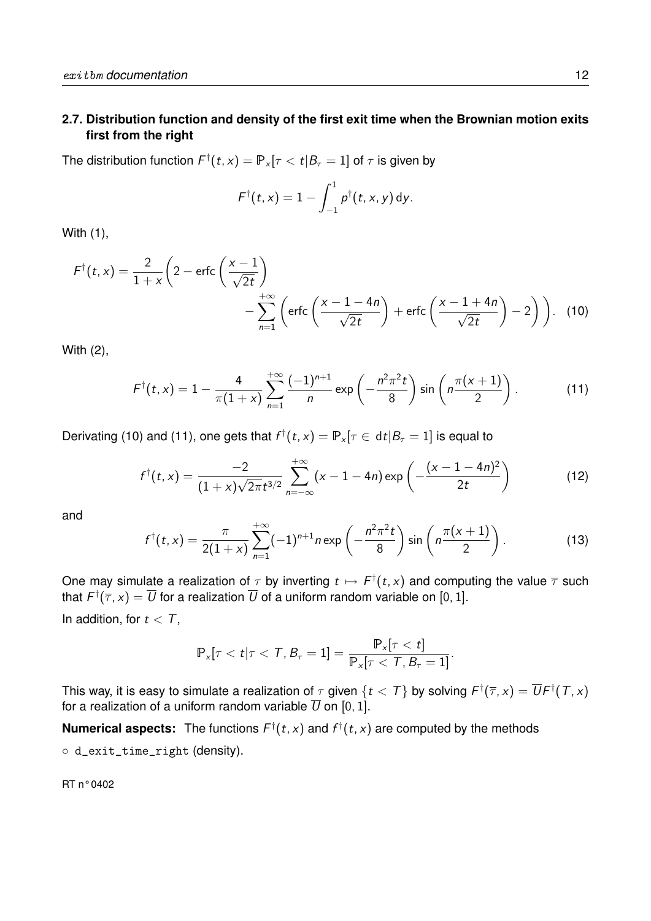### 2.7. Distribution function and density of the first exit time when the Brownian motion exits first from the right

The distribution function $F^\dagger(t,x) = \mathbb{P}_x[\tau < t | B_\tau = 1]$ of $\tau$ is given by

$$F^\dagger(t,x) = 1 - \int_{-1}^{1} p^\dagger(t,x,y)\,\mathrm{d}y.$$

With (1),

$$F^\dagger(t,x) = \frac{2}{1+x}\left(2 - \operatorname{erfc}\left(\frac{x-1}{\sqrt{2t}}\right) - \sum_{n=1}^{+\infty}\left(\operatorname{erfc}\left(\frac{x-1-4n}{\sqrt{2t}}\right) + \operatorname{erfc}\left(\frac{x-1+4n}{\sqrt{2t}}\right) - 2\right)\right). \quad (10)$$

With (2),

$$F^\dagger(t,x) = 1 - \frac{4}{\pi(1+x)}\sum_{n=1}^{+\infty}\frac{(-1)^{n+1}}{n}\exp\left(-\frac{n^2\pi^2 t}{8}\right)\sin\left(n\frac{\pi(x+1)}{2}\right). \quad (11)$$

Derivating (10) and (11), one gets that $f^\dagger(t,x) = \mathbb{P}_x[\tau \in \mathrm{d}t | B_\tau = 1]$ is equal to

$$f^\dagger(t,x) = \frac{-2}{(1+x)\sqrt{2\pi}t^{3/2}}\sum_{n=-\infty}^{+\infty}(x-1-4n)\exp\left(-\frac{(x-1-4n)^2}{2t}\right) \quad (12)$$

and

$$f^\dagger(t,x) = \frac{\pi}{2(1+x)}\sum_{n=1}^{+\infty}(-1)^{n+1}n\exp\left(-\frac{n^2\pi^2 t}{8}\right)\sin\left(n\frac{\pi(x+1)}{2}\right). \quad (13)$$

One may simulate a realization of $\tau$ by inverting $t \mapsto F^\dagger(t,x)$ and computing the value $\overline{\tau}$ such that $F^\dagger(\overline{\tau},x) = \overline{U}$ for a realization $\overline{U}$ of a uniform random variable on $[0,1]$.

In addition, for $t < T$,

$$\mathbb{P}_x[\tau < t | \tau < T, B_\tau = 1] = \frac{\mathbb{P}_x[\tau < t]}{\mathbb{P}_x[\tau < T, B_\tau = 1]}.$$

This way, it is easy to simulate a realization of $\tau$ given $\{t < T\}$ by solving $F^\dagger(\overline{\tau},x) = \overline{U}F^\dagger(T,x)$ for a realization of a uniform random variable $\overline{U}$ on $[0,1]$.

**Numerical aspects:** The functions $F^\dagger(t,x)$ and $f^\dagger(t,x)$ are computed by the methods

◦ d_exit_time_right (density).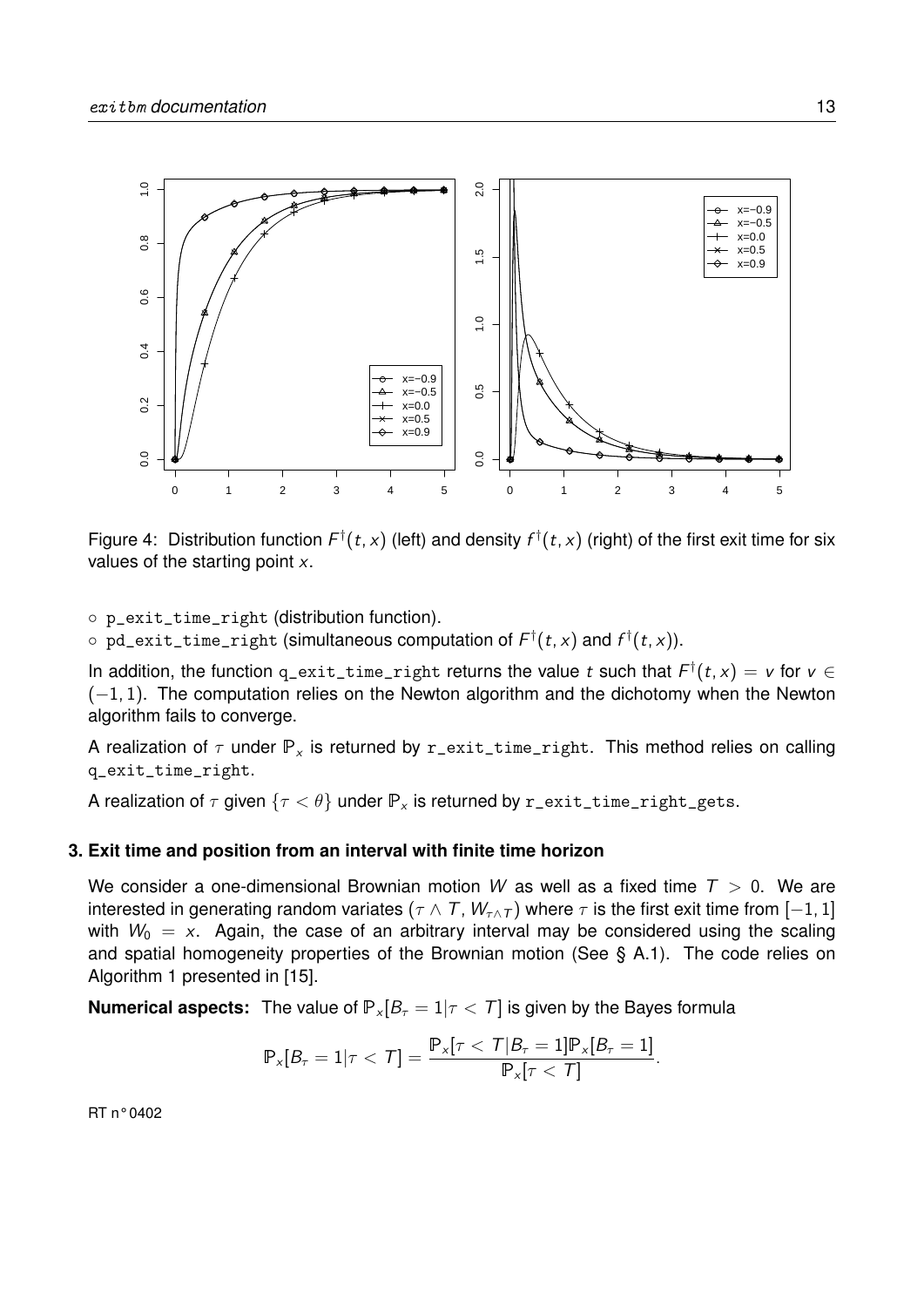Figure 4: Distribution function $F^{\dagger}(t,x)$ (left) and density $f^{\dagger}(t,x)$ (right) of the first exit time for six values of the starting point $x$.

- p_exit_time_right (distribution function).
- pd_exit_time_right (simultaneous computation of $F^{\dagger}(t,x)$ and $f^{\dagger}(t,x)$).

In addition, the function q_exit_time_right returns the value $t$ such that $F^{\dagger}(t,x) = v$ for $v \in (-1,1)$. The computation relies on the Newton algorithm and the dichotomy when the Newton algorithm fails to converge.

A realization of $\tau$ under $\mathbb{P}_x$ is returned by r_exit_time_right. This method relies on calling q_exit_time_right.

A realization of $\tau$ given $\{\tau < \theta\}$ under $\mathbb{P}_x$ is returned by r_exit_time_right_gets.

### 3. Exit time and position from an interval with finite time horizon

We consider a one-dimensional Brownian motion $W$ as well as a fixed time $T > 0$. We are interested in generating random variates $(\tau \wedge T, W_{\tau \wedge T})$ where $\tau$ is the first exit time from $[-1,1]$ with $W_0 = x$. Again, the case of an arbitrary interval may be considered using the scaling and spatial homogeneity properties of the Brownian motion (See § A.1). The code relies on Algorithm 1 presented in [15].

**Numerical aspects:** The value of $\mathbb{P}_x[B_\tau = 1 | \tau < T]$ is given by the Bayes formula

$$\mathbb{P}_x[B_\tau = 1 | \tau < T] = \frac{\mathbb{P}_x[\tau < T | B_\tau = 1]\mathbb{P}_x[B_\tau = 1]}{\mathbb{P}_x[\tau < T]}.$$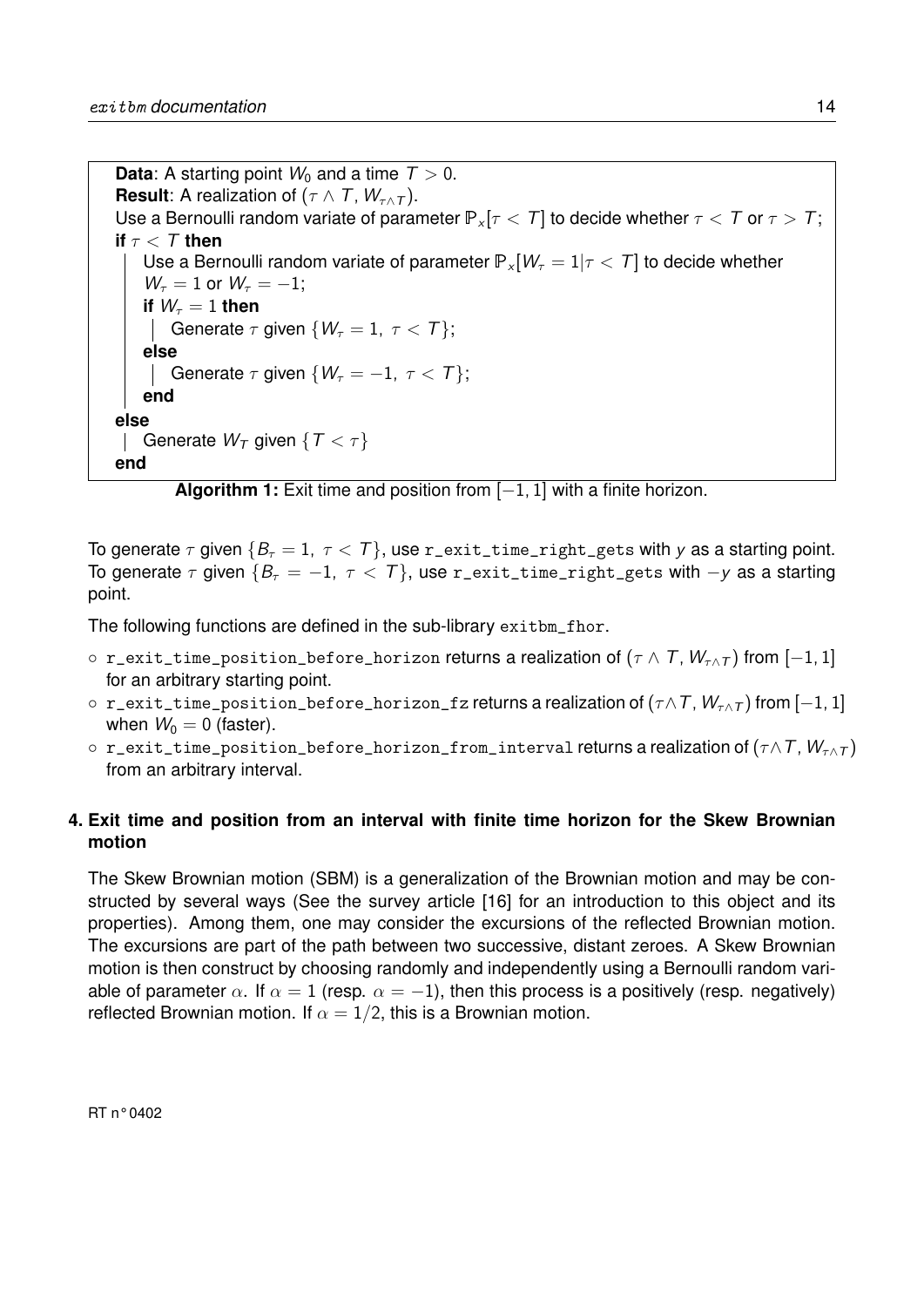**Data**: A starting point $W_0$ and a time $T > 0$.
**Result**: A realization of $(\tau \wedge T, W_{\tau \wedge T})$.
Use a Bernoulli random variate of parameter $\mathbb{P}_x[\tau < T]$ to decide whether $\tau < T$ or $\tau > T$;
**if** $\tau < T$ **then**
  Use a Bernoulli random variate of parameter $\mathbb{P}_x[W_\tau = 1 | \tau < T]$ to decide whether $W_\tau = 1$ or $W_\tau = -1$;
  **if** $W_\tau = 1$ **then**
    Generate $\tau$ given $\{W_\tau = 1, \ \tau < T\}$;
  **else**
    Generate $\tau$ given $\{W_\tau = -1, \ \tau < T\}$;
  **end**
**else**
  Generate $W_T$ given $\{T < \tau\}$
**end**

**Algorithm 1:** Exit time and position from $[-1, 1]$ with a finite horizon.

To generate $\tau$ given $\{B_\tau = 1, \ \tau < T\}$, use `r_exit_time_right_gets` with $y$ as a starting point. To generate $\tau$ given $\{B_\tau = -1, \ \tau < T\}$, use `r_exit_time_right_gets` with $-y$ as a starting point.

The following functions are defined in the sub-library `exitbm_fhor`.

- `r_exit_time_position_before_horizon` returns a realization of $(\tau \wedge T, W_{\tau \wedge T})$ from $[-1, 1]$ for an arbitrary starting point.
- `r_exit_time_position_before_horizon_fz` returns a realization of $(\tau \wedge T, W_{\tau \wedge T})$ from $[-1, 1]$ when $W_0 = 0$ (faster).
- `r_exit_time_position_before_horizon_from_interval` returns a realization of $(\tau \wedge T, W_{\tau \wedge T})$ from an arbitrary interval.

## 4. Exit time and position from an interval with finite time horizon for the Skew Brownian motion

The Skew Brownian motion (SBM) is a generalization of the Brownian motion and may be constructed by several ways (See the survey article [16] for an introduction to this object and its properties). Among them, one may consider the excursions of the reflected Brownian motion. The excursions are part of the path between two successive, distant zeroes. A Skew Brownian motion is then construct by choosing randomly and independently using a Bernoulli random variable of parameter $\alpha$. If $\alpha = 1$ (resp. $\alpha = -1$), then this process is a positively (resp. negatively) reflected Brownian motion. If $\alpha = 1/2$, this is a Brownian motion.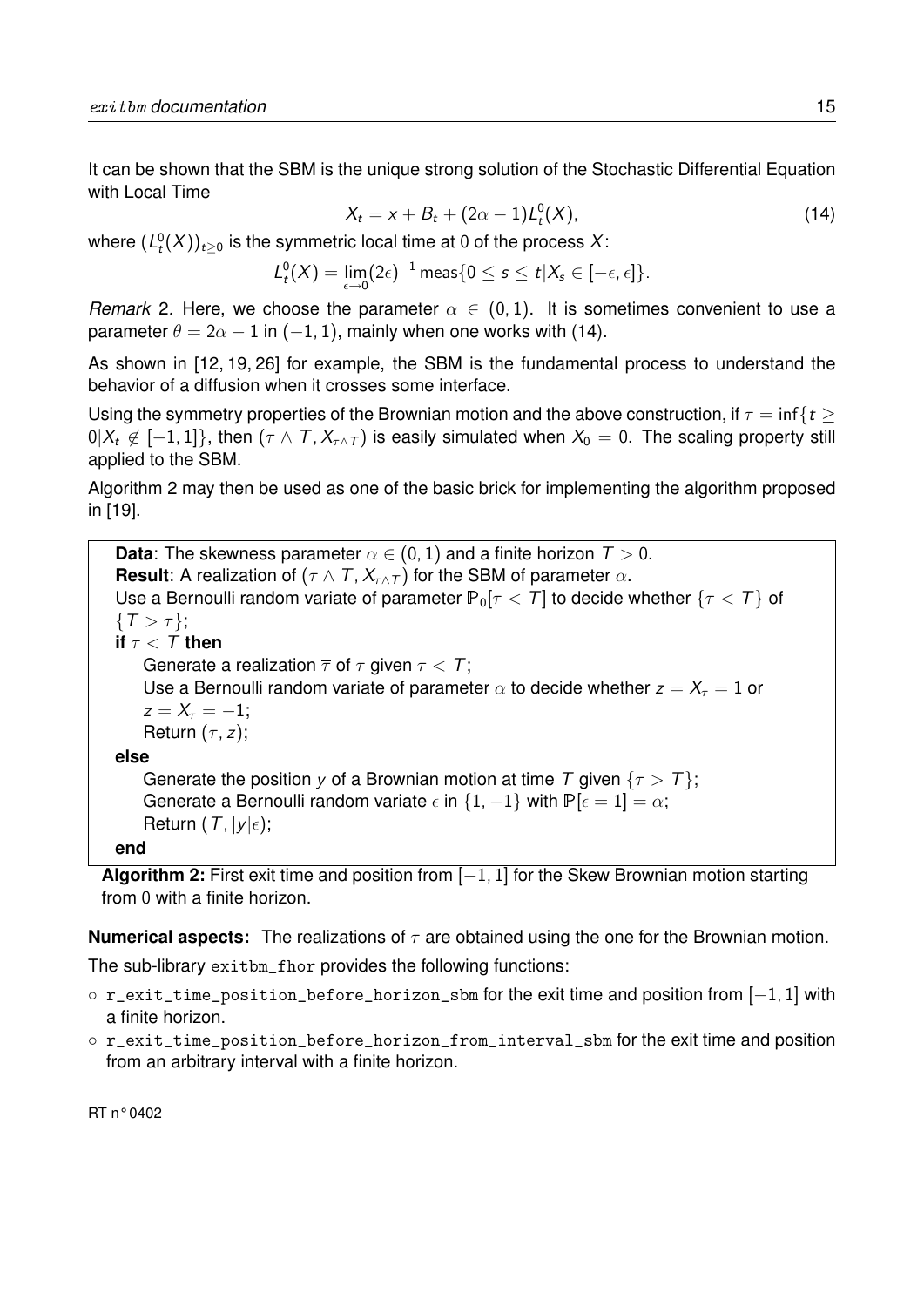It can be shown that the SBM is the unique strong solution of the Stochastic Differential Equation with Local Time

$$X_t = x + B_t + (2\alpha - 1)L_t^0(X), \tag{14}$$

where $(L_t^0(X))_{t\geq 0}$ is the symmetric local time at 0 of the process $X$:

$$L_t^0(X) = \lim_{\epsilon\to 0}(2\epsilon)^{-1}\,\mathrm{meas}\{0 \leq s \leq t | X_s \in [-\epsilon, \epsilon]\}.$$

*Remark* 2. Here, we choose the parameter $\alpha \in (0, 1)$. It is sometimes convenient to use a parameter $\theta = 2\alpha - 1$ in $(-1, 1)$, mainly when one works with (14).

As shown in [12, 19, 26] for example, the SBM is the fundamental process to understand the behavior of a diffusion when it crosses some interface.

Using the symmetry properties of the Brownian motion and the above construction, if $\tau = \inf\{t \geq 0 | X_t \notin [-1, 1]\}$, then $(\tau \wedge T, X_{\tau\wedge T})$ is easily simulated when $X_0 = 0$. The scaling property still applied to the SBM.

Algorithm 2 may then be used as one of the basic brick for implementing the algorithm proposed in [19].

> **Data**: The skewness parameter $\alpha \in (0, 1)$ and a finite horizon $T > 0$.
> **Result**: A realization of $(\tau \wedge T, X_{\tau\wedge T})$ for the SBM of parameter $\alpha$.
> Use a Bernoulli random variate of parameter $\mathbb{P}_0[\tau < T]$ to decide whether $\{\tau < T\}$ of $\{T > \tau\}$;
> **if** $\tau < T$ **then**
> &nbsp;&nbsp;&nbsp;&nbsp;Generate a realization $\overline{\tau}$ of $\tau$ given $\tau < T$;
> &nbsp;&nbsp;&nbsp;&nbsp;Use a Bernoulli random variate of parameter $\alpha$ to decide whether $z = X_\tau = 1$ or $z = X_\tau = -1$;
> &nbsp;&nbsp;&nbsp;&nbsp;Return $(\tau, z)$;
> **else**
> &nbsp;&nbsp;&nbsp;&nbsp;Generate the position $y$ of a Brownian motion at time $T$ given $\{\tau > T\}$;
> &nbsp;&nbsp;&nbsp;&nbsp;Generate a Bernoulli random variate $\epsilon$ in $\{1, -1\}$ with $\mathbb{P}[\epsilon = 1] = \alpha$;
> &nbsp;&nbsp;&nbsp;&nbsp;Return $(T, |y|\epsilon)$;
> **end**

**Algorithm 2:** First exit time and position from $[-1, 1]$ for the Skew Brownian motion starting from 0 with a finite horizon.

**Numerical aspects:** The realizations of $\tau$ are obtained using the one for the Brownian motion.

The sub-library `exitbm_fhor` provides the following functions:

- `r_exit_time_position_before_horizon_sbm` for the exit time and position from $[-1, 1]$ with a finite horizon.
- `r_exit_time_position_before_horizon_from_interval_sbm` for the exit time and position from an arbitrary interval with a finite horizon.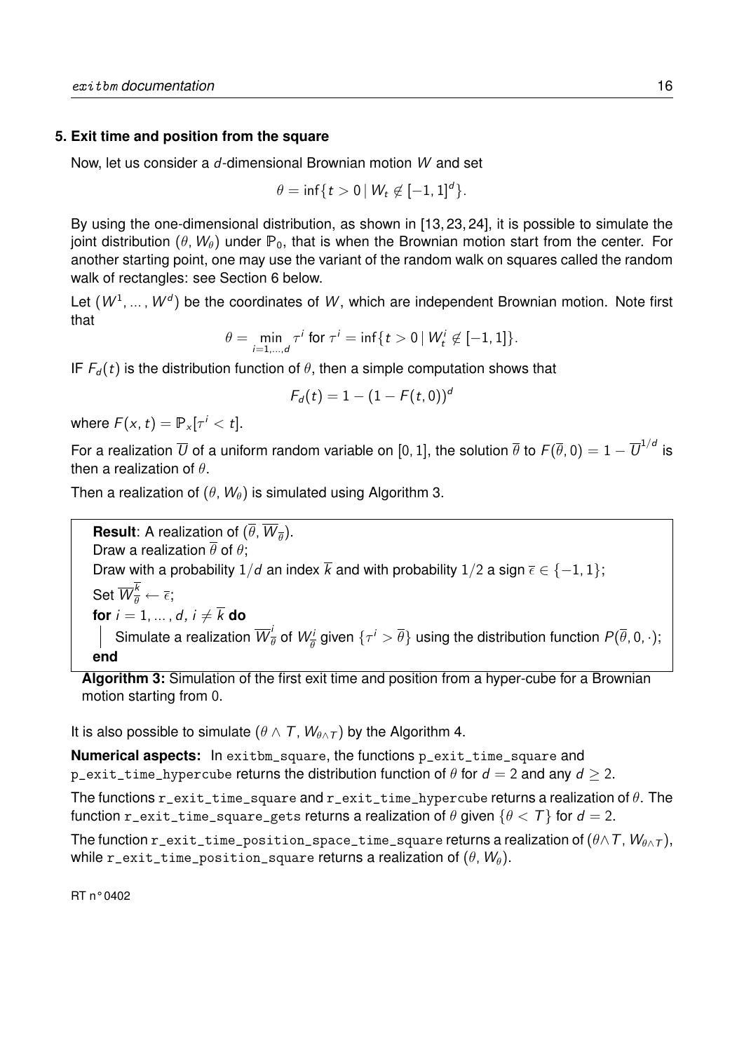## 5. Exit time and position from the square

Now, let us consider a $d$-dimensional Brownian motion $W$ and set

$$\theta = \inf\{t > 0 \mid W_t \notin [-1, 1]^d\}.$$

By using the one-dimensional distribution, as shown in [13, 23, 24], it is possible to simulate the joint distribution $(\theta, W_\theta)$ under $\mathbb{P}_0$, that is when the Brownian motion start from the center. For another starting point, one may use the variant of the random walk on squares called the random walk of rectangles: see Section 6 below.

Let $(W^1, \dots, W^d)$ be the coordinates of $W$, which are independent Brownian motion. Note first that

$$\theta = \min_{i=1,\dots,d} \tau^i \text{ for } \tau^i = \inf\{t > 0 \mid W_t^i \notin [-1, 1]\}.$$

IF $F_d(t)$ is the distribution function of $\theta$, then a simple computation shows that

$$F_d(t) = 1 - (1 - F(t, 0))^d$$

where $F(x, t) = \mathbb{P}_x[\tau^i < t]$.

For a realization $\overline{U}$ of a uniform random variable on $[0, 1]$, the solution $\overline{\theta}$ to $F(\overline{\theta}, 0) = 1 - \overline{U}^{1/d}$ is then a realization of $\theta$.

Then a realization of $(\theta, W_\theta)$ is simulated using Algorithm 3.

```
Result: A realization of (θ̄, W̄_θ̄).
Draw a realization θ̄ of θ;
Draw with a probability 1/d an index k̄ and with probability 1/2 a sign ε̄ ∈ {−1, 1};
Set W̄^k̄_θ̄ ← ε̄;
for i = 1, ..., d, i ≠ k̄ do
    Simulate a realization W̄^i_θ̄ of W^i_θ̄ given {τ^i > θ̄} using the distribution function P(θ̄, 0, ·);
end
```

**Algorithm 3:** Simulation of the first exit time and position from a hyper-cube for a Brownian motion starting from 0.

It is also possible to simulate $(\theta \wedge T, W_{\theta \wedge T})$ by the Algorithm 4.

**Numerical aspects:** In `exitbm_square`, the functions `p_exit_time_square` and `p_exit_time_hypercube` returns the distribution function of $\theta$ for $d = 2$ and any $d \geq 2$.

The functions `r_exit_time_square` and `r_exit_time_hypercube` returns a realization of $\theta$. The function `r_exit_time_square_gets` returns a realization of $\theta$ given $\{\theta < T\}$ for $d = 2$.

The function `r_exit_time_position_space_time_square` returns a realization of $(\theta \wedge T, W_{\theta \wedge T})$, while `r_exit_time_position_square` returns a realization of $(\theta, W_\theta)$.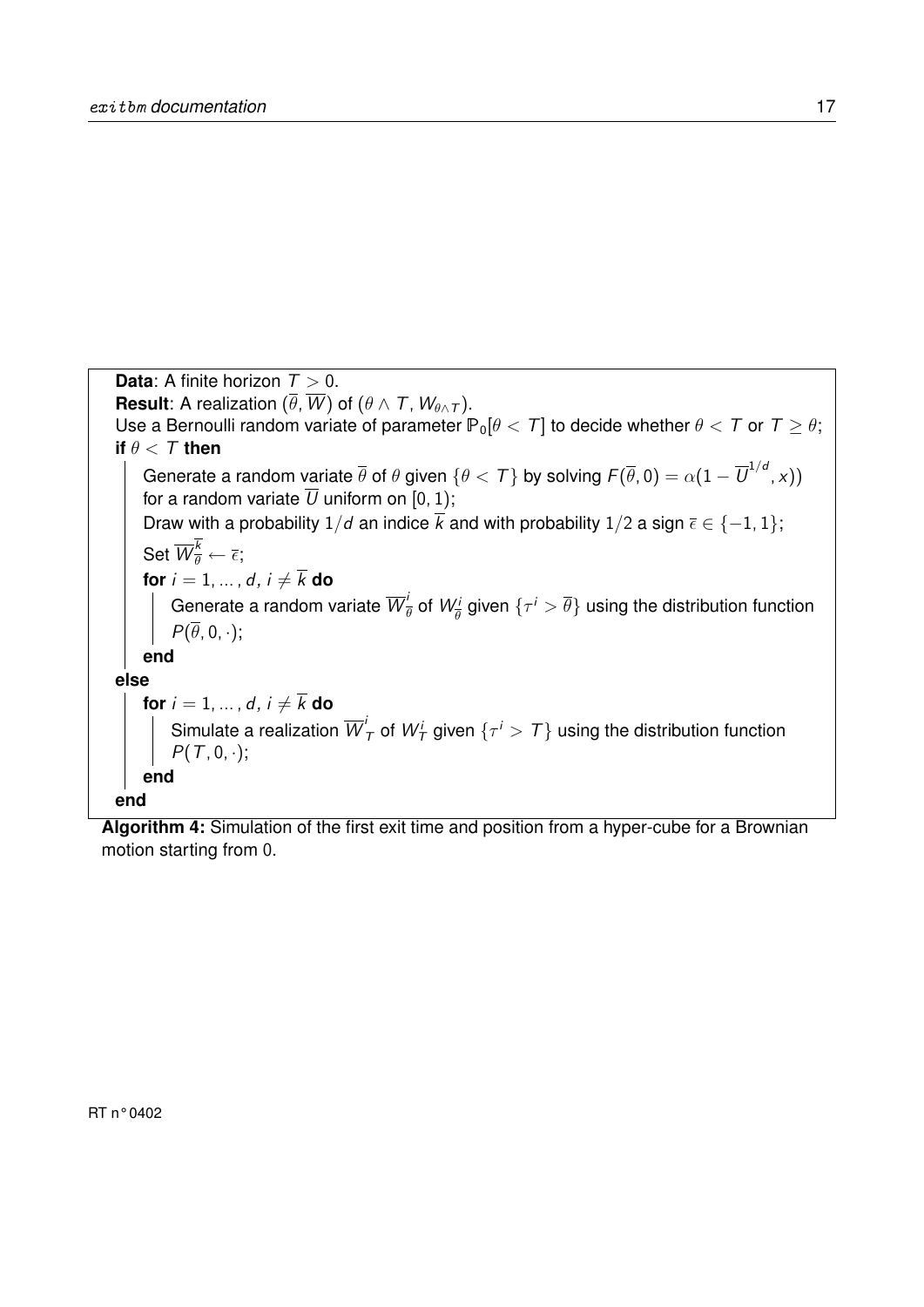**Data**: A finite horizon $T > 0$.
**Result**: A realization $(\overline{\theta}, \overline{W})$ of $(\theta \wedge T, W_{\theta \wedge T})$.
Use a Bernoulli random variate of parameter $\mathbb{P}_0[\theta < T]$ to decide whether $\theta < T$ or $T \geq \theta$;
**if** $\theta < T$ **then**

  Generate a random variate $\overline{\theta}$ of $\theta$ given $\{\theta < T\}$ by solving $F(\overline{\theta}, 0) = \alpha(1 - \overline{U}^{1/d}, x))$ for a random variate $\overline{U}$ uniform on $[0, 1)$;
  Draw with a probability $1/d$ an indice $\overline{k}$ and with probability $1/2$ a sign $\overline{\epsilon} \in \{-1, 1\}$;
  Set $\overline{W}_{\overline{\theta}}^{\overline{k}} \leftarrow \overline{\epsilon}$;
  **for** $i = 1, \dots, d$, $i \neq \overline{k}$ **do**
    Generate a random variate $\overline{W}_{\overline{\theta}}^{i}$ of $W_{\overline{\theta}}^{i}$ given $\{\tau^i > \overline{\theta}\}$ using the distribution function $P(\overline{\theta}, 0, \cdot)$;
  **end**

**else**

  **for** $i = 1, \dots, d$, $i \neq \overline{k}$ **do**
    Simulate a realization $\overline{W}_{T}^{i}$ of $W_T^i$ given $\{\tau^i > T\}$ using the distribution function $P(T, 0, \cdot)$;
  **end**

**end**

**Algorithm 4:** Simulation of the first exit time and position from a hyper-cube for a Brownian motion starting from 0.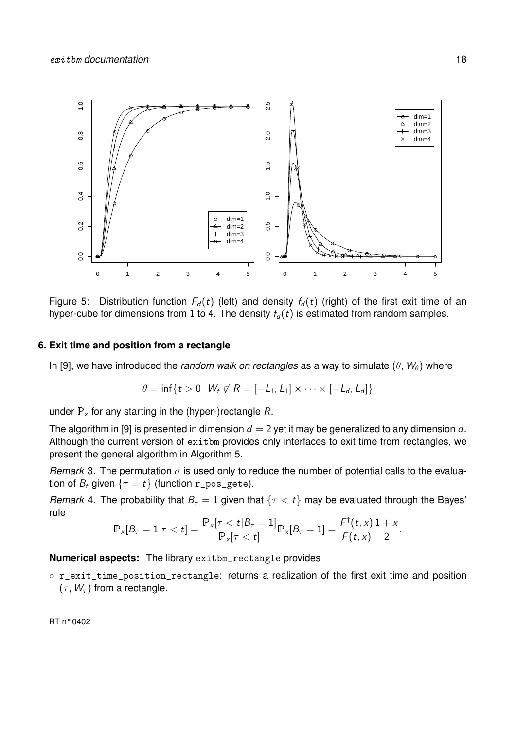Figure 5: Distribution function $F_d(t)$ (left) and density $f_d(t)$ (right) of the first exit time of an hyper-cube for dimensions from 1 to 4. The density $f_d(t)$ is estimated from random samples.

## 6. Exit time and position from a rectangle

In [9], we have introduced the *random walk on rectangles* as a way to simulate $(\theta, W_\theta)$ where

$$\theta = \inf\{t > 0 \mid W_t \notin R = [-L_1, L_1] \times \cdots \times [-L_d, L_d]\}$$

under $\mathbb{P}_x$ for any starting in the (hyper-)rectangle $R$.

The algorithm in [9] is presented in dimension $d = 2$ yet it may be generalized to any dimension $d$. Although the current version of `exitbm` provides only interfaces to exit time from rectangles, we present the general algorithm in Algorithm 5.

*Remark* 3. The permutation $\sigma$ is used only to reduce the number of potential calls to the evaluation of $B_t$ given $\{\tau = t\}$ (function `r_pos_gete`).

*Remark* 4. The probability that $B_\tau = 1$ given that $\{\tau < t\}$ may be evaluated through the Bayes' rule

$$\mathbb{P}_x[B_\tau = 1 | \tau < t] = \frac{\mathbb{P}_x[\tau < t | B_\tau = 1]}{\mathbb{P}_x[\tau < t]} \mathbb{P}_x[B_\tau = 1] = \frac{F^\dagger(t, x)}{F(t, x)} \frac{1 + x}{2}.$$

**Numerical aspects:** The library `exitbm_rectangle` provides

- `r_exit_time_position_rectangle`: returns a realization of the first exit time and position $(\tau, W_\tau)$ from a rectangle.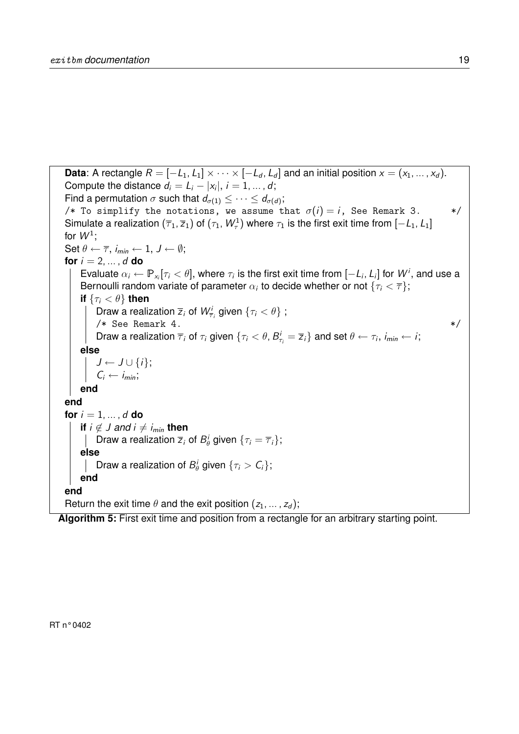**Data**: A rectangle $R = [-L_1, L_1] \times \cdots \times [-L_d, L_d]$ and an initial position $x = (x_1, \dots, x_d)$.
Compute the distance $d_i = L_i - |x_i|$, $i = 1, \dots, d$;
Find a permutation $\sigma$ such that $d_{\sigma(1)} \leq \cdots \leq d_{\sigma(d)}$;
`/* To simplify the notations, we assume that σ(i) = i, See Remark 3. */`
Simulate a realization $(\overline{\tau}_1, \overline{z}_1)$ of $(\tau_1, W^1_\tau)$ where $\tau_1$ is the first exit time from $[-L_1, L_1]$ for $W^1$;
Set $\theta \leftarrow \overline{\tau}$, $i_{min} \leftarrow 1$, $J \leftarrow \emptyset$;
**for** $i = 2, \dots, d$ **do**

  Evaluate $\alpha_i \leftarrow \mathbb{P}_{x_i}[\tau_i < \theta]$, where $\tau_i$ is the first exit time from $[-L_i, L_i]$ for $W^i$, and use a Bernoulli random variate of parameter $\alpha_i$ to decide whether or not $\{\tau_i < \overline{\tau}\}$;
  **if** $\{\tau_i < \theta\}$ **then**
    Draw a realization $\overline{z}_i$ of $W^i_{\overline{\tau}_i}$ given $\{\tau_i < \theta\}$ ;
    `/* See Remark 4. */`
    Draw a realization $\overline{\tau}_i$ of $\tau_i$ given $\{\tau_i < \theta, B^i_{\tau_i} = \overline{z}_i\}$ and set $\theta \leftarrow \tau_i$, $i_{min} \leftarrow i$;
  **else**
    $J \leftarrow J \cup \{i\}$;
    $C_i \leftarrow i_{min}$;
  **end**

**end**
**for** $i = 1, \dots, d$ **do**

  **if** $i \notin J$ *and* $i \neq i_{min}$ **then**
    Draw a realization $\overline{z}_i$ of $B^i_\theta$ given $\{\tau_i = \overline{\tau}_i\}$;
  **else**
    Draw a realization of $B^i_\theta$ given $\{\tau_i > C_i\}$;
  **end**

**end**
Return the exit time $\theta$ and the exit position $(z_1, \dots, z_d)$;

**Algorithm 5:** First exit time and position from a rectangle for an arbitrary starting point.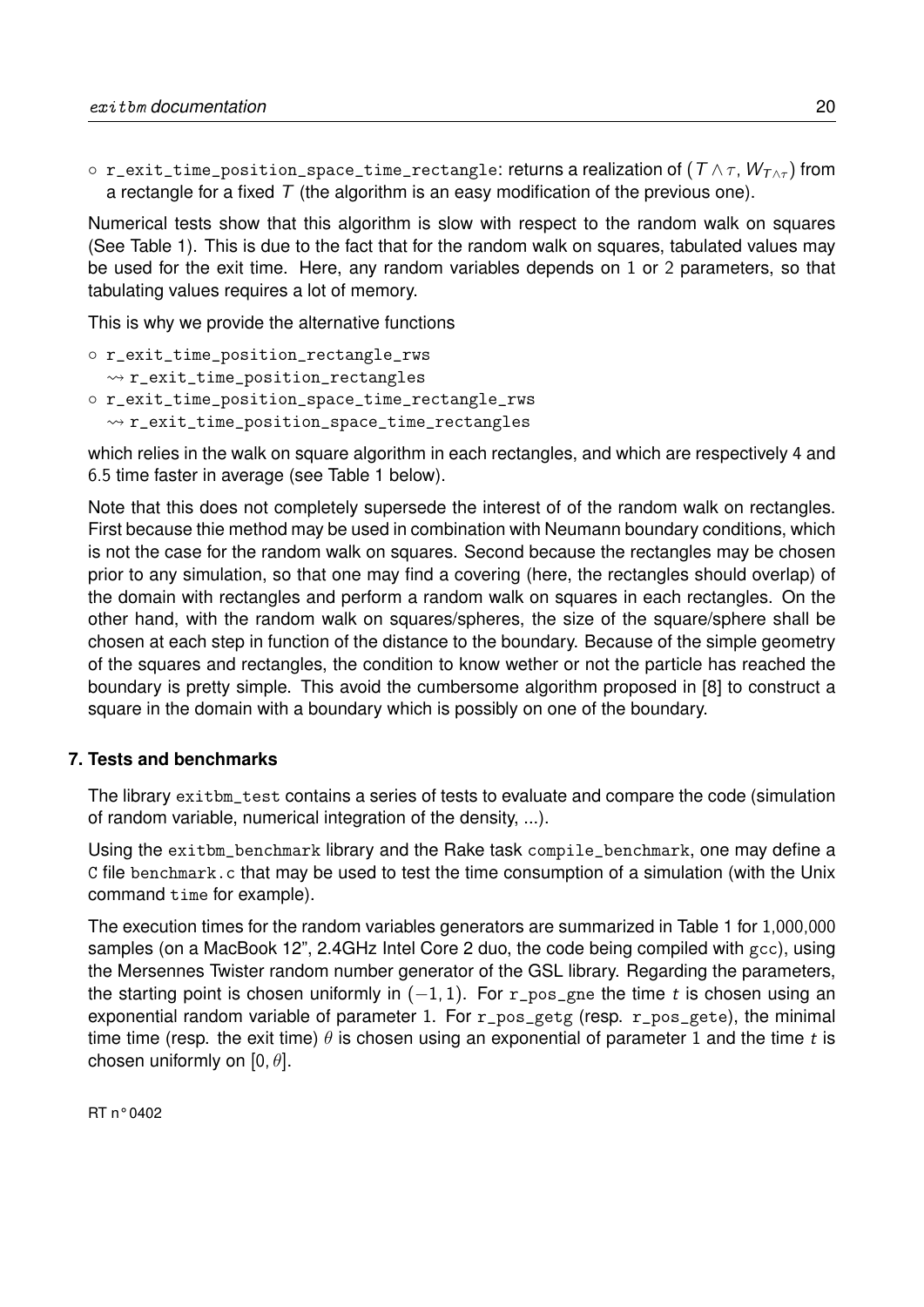- `r_exit_time_position_space_time_rectangle`: returns a realization of $(T \wedge \tau, W_{T\wedge\tau})$ from a rectangle for a fixed $T$ (the algorithm is an easy modification of the previous one).

Numerical tests show that this algorithm is slow with respect to the random walk on squares (See Table 1). This is due to the fact that for the random walk on squares, tabulated values may be used for the exit time. Here, any random variables depends on 1 or 2 parameters, so that tabulating values requires a lot of memory.

This is why we provide the alternative functions

- `r_exit_time_position_rectangle_rws`
  $\rightsquigarrow$ `r_exit_time_position_rectangles`
- `r_exit_time_position_space_time_rectangle_rws`
  $\rightsquigarrow$ `r_exit_time_position_space_time_rectangles`

which relies in the walk on square algorithm in each rectangles, and which are respectively 4 and 6.5 time faster in average (see Table 1 below).

Note that this does not completely supersede the interest of of the random walk on rectangles. First because thie method may be used in combination with Neumann boundary conditions, which is not the case for the random walk on squares. Second because the rectangles may be chosen prior to any simulation, so that one may find a covering (here, the rectangles should overlap) of the domain with rectangles and perform a random walk on squares in each rectangles. On the other hand, with the random walk on squares/spheres, the size of the square/sphere shall be chosen at each step in function of the distance to the boundary. Because of the simple geometry of the squares and rectangles, the condition to know wether or not the particle has reached the boundary is pretty simple. This avoid the cumbersome algorithm proposed in [8] to construct a square in the domain with a boundary which is possibly on one of the boundary.

## 7. Tests and benchmarks

The library `exitbm_test` contains a series of tests to evaluate and compare the code (simulation of random variable, numerical integration of the density, ...).

Using the `exitbm_benchmark` library and the Rake task `compile_benchmark`, one may define a C file `benchmark.c` that may be used to test the time consumption of a simulation (with the Unix command `time` for example).

The execution times for the random variables generators are summarized in Table 1 for 1,000,000 samples (on a MacBook 12", 2.4GHz Intel Core 2 duo, the code being compiled with `gcc`), using the Mersennes Twister random number generator of the GSL library. Regarding the parameters, the starting point is chosen uniformly in $(-1, 1)$. For `r_pos_gne` the time $t$ is chosen using an exponential random variable of parameter 1. For `r_pos_getg` (resp. `r_pos_gete`), the minimal time time (resp. the exit time) $\theta$ is chosen using an exponential of parameter 1 and the time $t$ is chosen uniformly on $[0, \theta]$.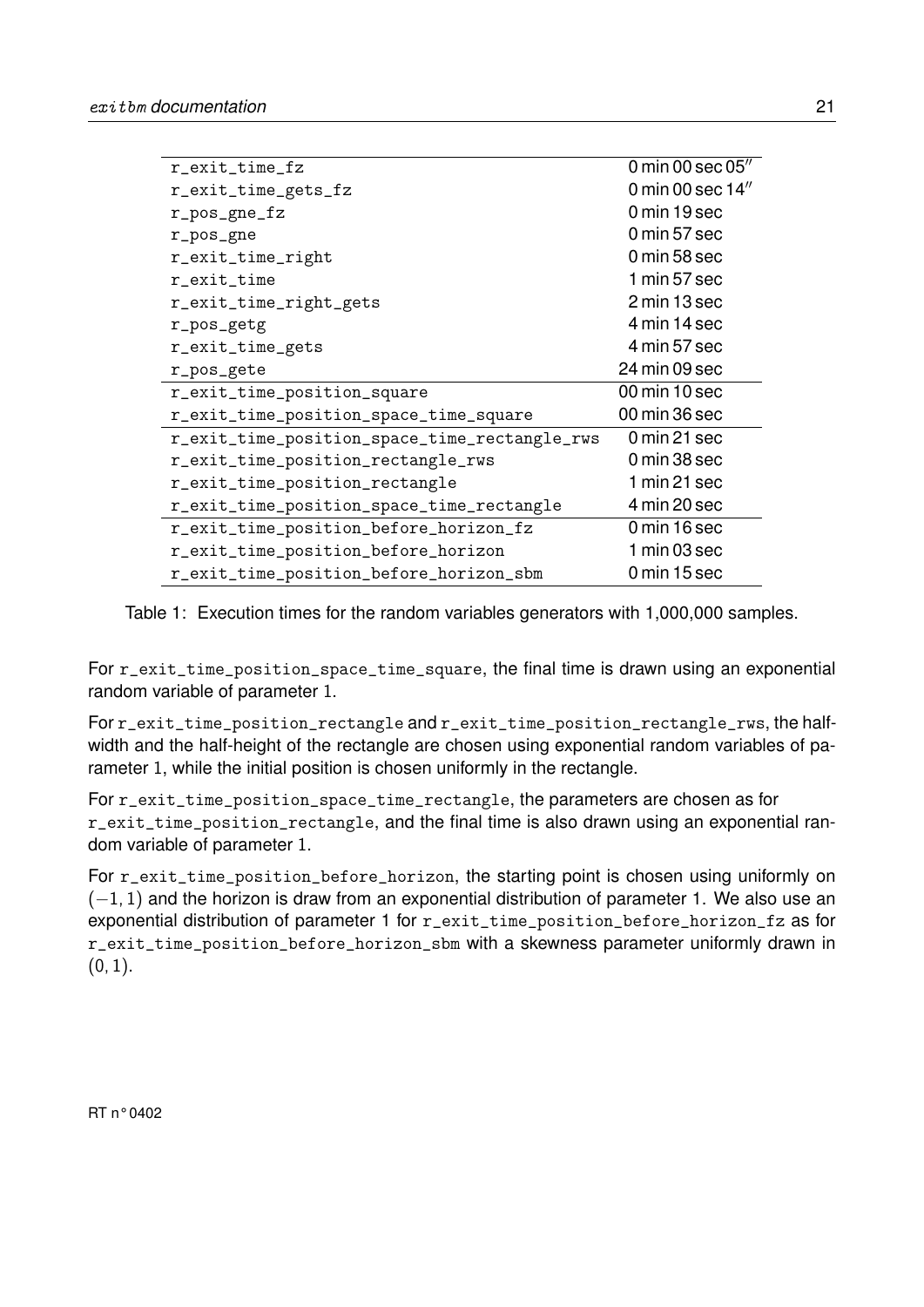| | |
|---|---|
| r_exit_time_fz | 0 min 00 sec 05″ |
| r_exit_time_gets_fz | 0 min 00 sec 14″ |
| r_pos_gne_fz | 0 min 19 sec |
| r_pos_gne | 0 min 57 sec |
| r_exit_time_right | 0 min 58 sec |
| r_exit_time | 1 min 57 sec |
| r_exit_time_right_gets | 2 min 13 sec |
| r_pos_getg | 4 min 14 sec |
| r_exit_time_gets | 4 min 57 sec |
| r_pos_gete | 24 min 09 sec |
| r_exit_time_position_square | 00 min 10 sec |
| r_exit_time_position_space_time_square | 00 min 36 sec |
| r_exit_time_position_space_time_rectangle_rws | 0 min 21 sec |
| r_exit_time_position_rectangle_rws | 0 min 38 sec |
| r_exit_time_position_rectangle | 1 min 21 sec |
| r_exit_time_position_space_time_rectangle | 4 min 20 sec |
| r_exit_time_position_before_horizon_fz | 0 min 16 sec |
| r_exit_time_position_before_horizon | 1 min 03 sec |
| r_exit_time_position_before_horizon_sbm | 0 min 15 sec |

Table 1: Execution times for the random variables generators with 1,000,000 samples.

For r_exit_time_position_space_time_square, the final time is drawn using an exponential random variable of parameter 1.

For r_exit_time_position_rectangle and r_exit_time_position_rectangle_rws, the half-width and the half-height of the rectangle are chosen using exponential random variables of parameter 1, while the initial position is chosen uniformly in the rectangle.

For r_exit_time_position_space_time_rectangle, the parameters are chosen as for r_exit_time_position_rectangle, and the final time is also drawn using an exponential random variable of parameter 1.

For r_exit_time_position_before_horizon, the starting point is chosen using uniformly on $(-1, 1)$ and the horizon is draw from an exponential distribution of parameter 1. We also use an exponential distribution of parameter 1 for r_exit_time_position_before_horizon_fz as for r_exit_time_position_before_horizon_sbm with a skewness parameter uniformly drawn in $(0, 1)$.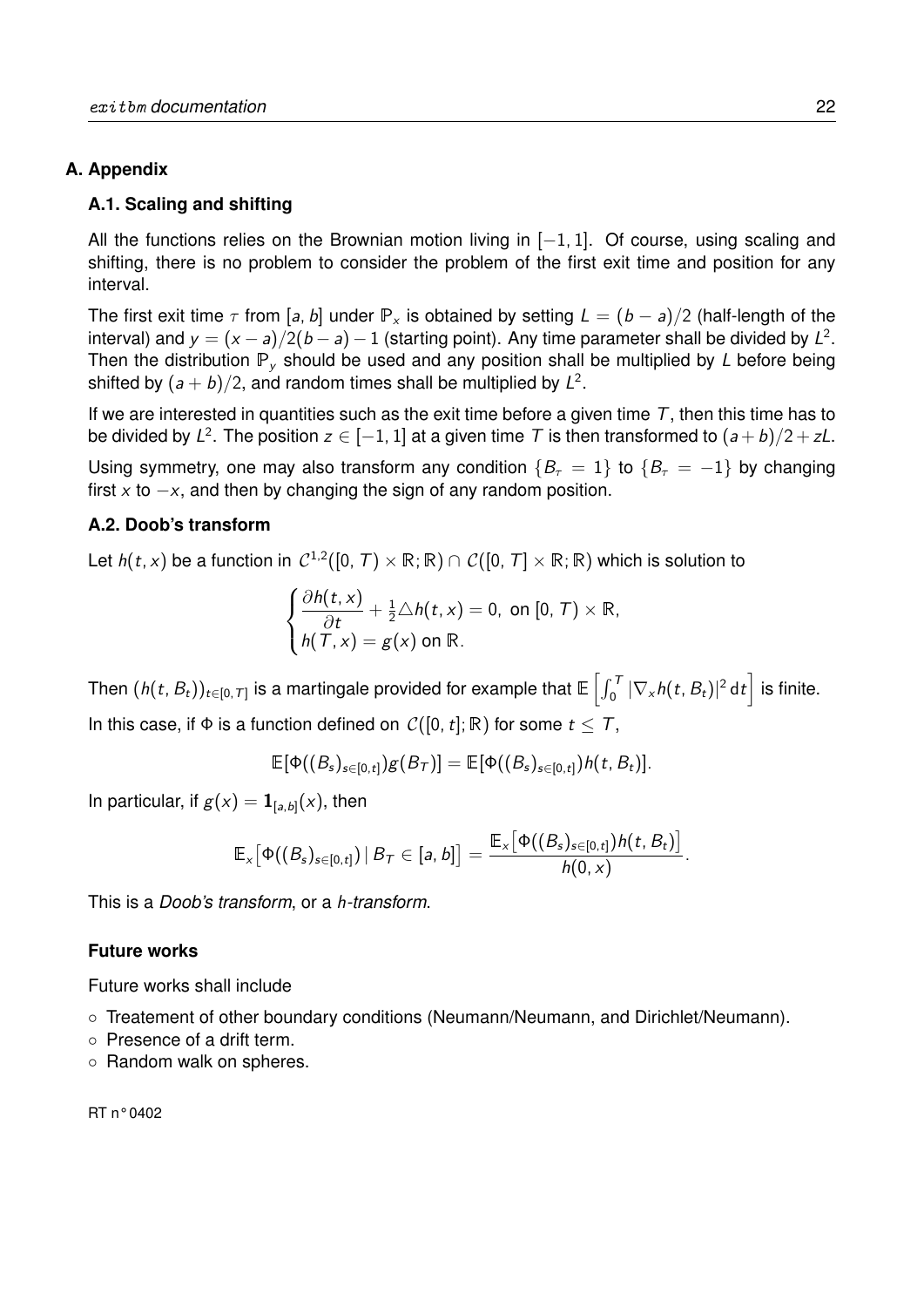## A. Appendix

### A.1. Scaling and shifting

All the functions relies on the Brownian motion living in $[-1, 1]$. Of course, using scaling and shifting, there is no problem to consider the problem of the first exit time and position for any interval.

The first exit time $\tau$ from $[a, b]$ under $\mathbb{P}_x$ is obtained by setting $L = (b - a)/2$ (half-length of the interval) and $y = (x - a)/2(b - a) - 1$ (starting point). Any time parameter shall be divided by $L^2$. Then the distribution $\mathbb{P}_y$ should be used and any position shall be multiplied by $L$ before being shifted by $(a + b)/2$, and random times shall be multiplied by $L^2$.

If we are interested in quantities such as the exit time before a given time $T$, then this time has to be divided by $L^2$. The position $z \in [-1, 1]$ at a given time $T$ is then transformed to $(a + b)/2 + zL$.

Using symmetry, one may also transform any condition $\{B_\tau = 1\}$ to $\{B_\tau = -1\}$ by changing first $x$ to $-x$, and then by changing the sign of any random position.

### A.2. Doob's transform

Let $h(t, x)$ be a function in $\mathcal{C}^{1,2}([0, T) \times \mathbb{R}; \mathbb{R}) \cap \mathcal{C}([0, T] \times \mathbb{R}; \mathbb{R})$ which is solution to

$$\begin{cases} \dfrac{\partial h(t, x)}{\partial t} + \frac{1}{2}\triangle h(t, x) = 0, \text{ on } [0, T) \times \mathbb{R}, \\ h(T, x) = g(x) \text{ on } \mathbb{R}. \end{cases}$$

Then $(h(t, B_t))_{t \in [0,T]}$ is a martingale provided for example that $\mathbb{E}\left[\int_0^T |\nabla_x h(t, B_t)|^2 \, \mathrm{d}t\right]$ is finite.

In this case, if $\Phi$ is a function defined on $\mathcal{C}([0, t]; \mathbb{R})$ for some $t \leq T$,

$$\mathbb{E}[\Phi((B_s)_{s \in [0,t]}) g(B_T)] = \mathbb{E}[\Phi((B_s)_{s \in [0,t]}) h(t, B_t)].$$

In particular, if $g(x) = \mathbf{1}_{[a,b]}(x)$, then

$$\mathbb{E}_x\big[\Phi((B_s)_{s \in [0,t]}) \,|\, B_T \in [a, b]\big] = \frac{\mathbb{E}_x\big[\Phi((B_s)_{s \in [0,t]}) h(t, B_t)\big]}{h(0, x)}.$$

This is a *Doob's transform*, or a *h-transform*.

#### Future works

Future works shall include

- Treatement of other boundary conditions (Neumann/Neumann, and Dirichlet/Neumann).
- Presence of a drift term.
- Random walk on spheres.

RT n° 0402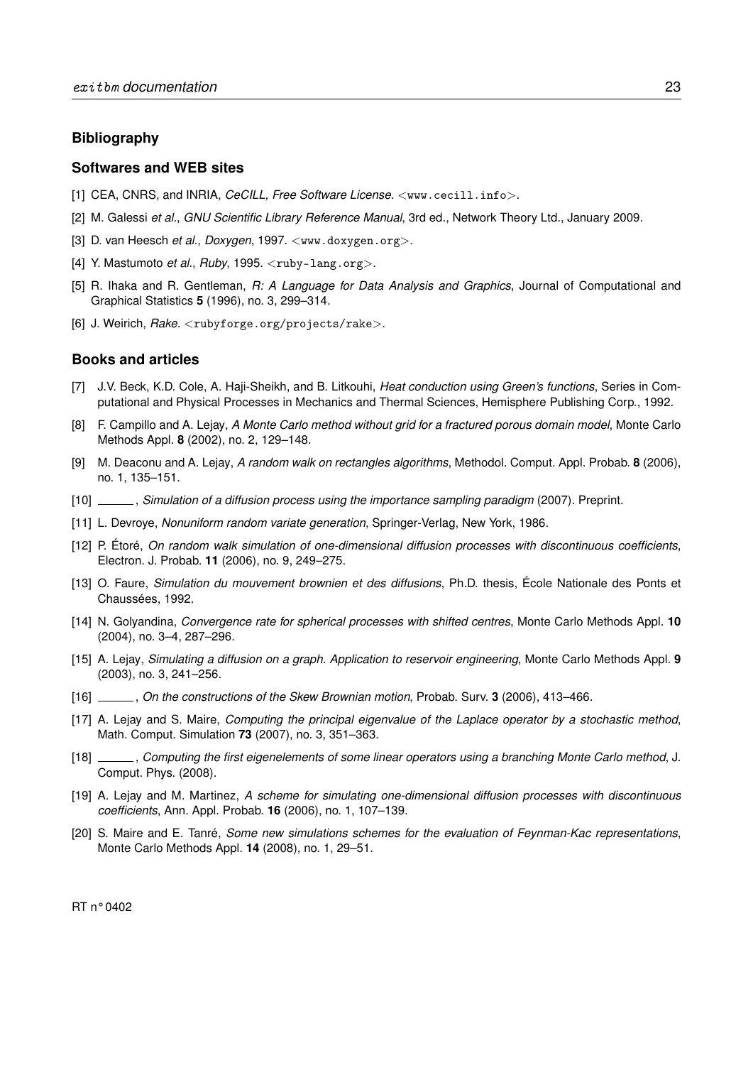## Bibliography

### Softwares and WEB sites

[1] CEA, CNRS, and INRIA, *CeCILL, Free Software License*. <www.cecill.info>.

[2] M. Galessi *et al.*, *GNU Scientific Library Reference Manual*, 3rd ed., Network Theory Ltd., January 2009.

[3] D. van Heesch *et al.*, *Doxygen*, 1997. <www.doxygen.org>.

[4] Y. Mastumoto *et al.*, *Ruby*, 1995. <ruby-lang.org>.

[5] R. Ihaka and R. Gentleman, *R: A Language for Data Analysis and Graphics*, Journal of Computational and Graphical Statistics **5** (1996), no. 3, 299–314.

[6] J. Weirich, *Rake*. <rubyforge.org/projects/rake>.

### Books and articles

[7] J.V. Beck, K.D. Cole, A. Haji-Sheikh, and B. Litkouhi, *Heat conduction using Green's functions*, Series in Computational and Physical Processes in Mechanics and Thermal Sciences, Hemisphere Publishing Corp., 1992.

[8] F. Campillo and A. Lejay, *A Monte Carlo method without grid for a fractured porous domain model*, Monte Carlo Methods Appl. **8** (2002), no. 2, 129–148.

[9] M. Deaconu and A. Lejay, *A random walk on rectangles algorithms*, Methodol. Comput. Appl. Probab. **8** (2006), no. 1, 135–151.

[10] ______, *Simulation of a diffusion process using the importance sampling paradigm* (2007). Preprint.

[11] L. Devroye, *Nonuniform random variate generation*, Springer-Verlag, New York, 1986.

[12] P. Étoré, *On random walk simulation of one-dimensional diffusion processes with discontinuous coefficients*, Electron. J. Probab. **11** (2006), no. 9, 249–275.

[13] O. Faure, *Simulation du mouvement brownien et des diffusions*, Ph.D. thesis, École Nationale des Ponts et Chaussées, 1992.

[14] N. Golyandina, *Convergence rate for spherical processes with shifted centres*, Monte Carlo Methods Appl. **10** (2004), no. 3–4, 287–296.

[15] A. Lejay, *Simulating a diffusion on a graph. Application to reservoir engineering*, Monte Carlo Methods Appl. **9** (2003), no. 3, 241–256.

[16] ______, *On the constructions of the Skew Brownian motion*, Probab. Surv. **3** (2006), 413–466.

[17] A. Lejay and S. Maire, *Computing the principal eigenvalue of the Laplace operator by a stochastic method*, Math. Comput. Simulation **73** (2007), no. 3, 351–363.

[18] ______, *Computing the first eigenelements of some linear operators using a branching Monte Carlo method*, J. Comput. Phys. (2008).

[19] A. Lejay and M. Martinez, *A scheme for simulating one-dimensional diffusion processes with discontinuous coefficients*, Ann. Appl. Probab. **16** (2006), no. 1, 107–139.

[20] S. Maire and E. Tanré, *Some new simulations schemes for the evaluation of Feynman-Kac representations*, Monte Carlo Methods Appl. **14** (2008), no. 1, 29–51.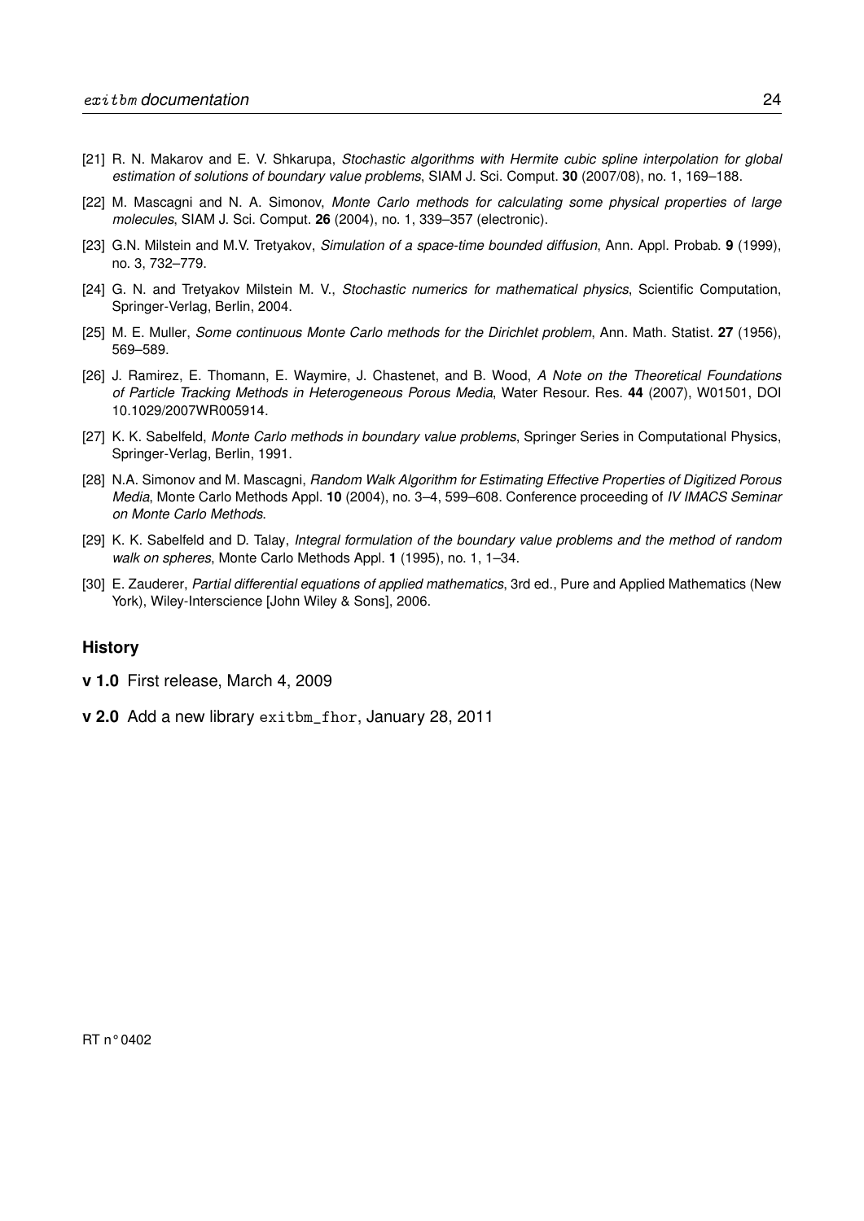[21] R. N. Makarov and E. V. Shkarupa, *Stochastic algorithms with Hermite cubic spline interpolation for global estimation of solutions of boundary value problems*, SIAM J. Sci. Comput. **30** (2007/08), no. 1, 169–188.

[22] M. Mascagni and N. A. Simonov, *Monte Carlo methods for calculating some physical properties of large molecules*, SIAM J. Sci. Comput. **26** (2004), no. 1, 339–357 (electronic).

[23] G.N. Milstein and M.V. Tretyakov, *Simulation of a space-time bounded diffusion*, Ann. Appl. Probab. **9** (1999), no. 3, 732–779.

[24] G. N. and Tretyakov Milstein M. V., *Stochastic numerics for mathematical physics*, Scientific Computation, Springer-Verlag, Berlin, 2004.

[25] M. E. Muller, *Some continuous Monte Carlo methods for the Dirichlet problem*, Ann. Math. Statist. **27** (1956), 569–589.

[26] J. Ramirez, E. Thomann, E. Waymire, J. Chastenet, and B. Wood, *A Note on the Theoretical Foundations of Particle Tracking Methods in Heterogeneous Porous Media*, Water Resour. Res. **44** (2007), W01501, DOI 10.1029/2007WR005914.

[27] K. K. Sabelfeld, *Monte Carlo methods in boundary value problems*, Springer Series in Computational Physics, Springer-Verlag, Berlin, 1991.

[28] N.A. Simonov and M. Mascagni, *Random Walk Algorithm for Estimating Effective Properties of Digitized Porous Media*, Monte Carlo Methods Appl. **10** (2004), no. 3–4, 599–608. Conference proceeding of *IV IMACS Seminar on Monte Carlo Methods*.

[29] K. K. Sabelfeld and D. Talay, *Integral formulation of the boundary value problems and the method of random walk on spheres*, Monte Carlo Methods Appl. **1** (1995), no. 1, 1–34.

[30] E. Zauderer, *Partial differential equations of applied mathematics*, 3rd ed., Pure and Applied Mathematics (New York), Wiley-Interscience [John Wiley & Sons], 2006.

## History

**v 1.0** First release, March 4, 2009

**v 2.0** Add a new library `exitbm_fhor`, January 28, 2011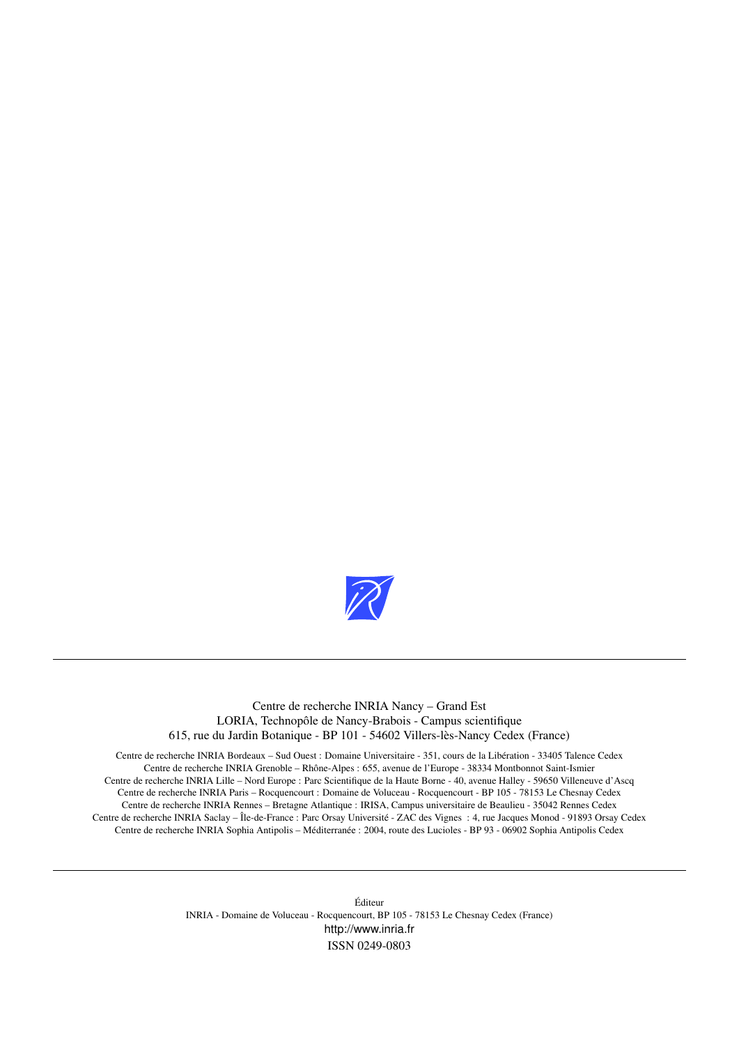Centre de recherche INRIA Nancy – Grand Est
LORIA, Technopôle de Nancy-Brabois - Campus scientifique
615, rue du Jardin Botanique - BP 101 - 54602 Villers-lès-Nancy Cedex (France)

Centre de recherche INRIA Bordeaux – Sud Ouest : Domaine Universitaire - 351, cours de la Libération - 33405 Talence Cedex
Centre de recherche INRIA Grenoble – Rhône-Alpes : 655, avenue de l'Europe - 38334 Montbonnot Saint-Ismier
Centre de recherche INRIA Lille – Nord Europe : Parc Scientifique de la Haute Borne - 40, avenue Halley - 59650 Villeneuve d'Ascq
Centre de recherche INRIA Paris – Rocquencourt : Domaine de Voluceau - Rocquencourt - BP 105 - 78153 Le Chesnay Cedex
Centre de recherche INRIA Rennes – Bretagne Atlantique : IRISA, Campus universitaire de Beaulieu - 35042 Rennes Cedex
Centre de recherche INRIA Saclay – Île-de-France : Parc Orsay Université - ZAC des Vignes : 4, rue Jacques Monod - 91893 Orsay Cedex
Centre de recherche INRIA Sophia Antipolis – Méditerranée : 2004, route des Lucioles - BP 93 - 06902 Sophia Antipolis Cedex

Éditeur
INRIA - Domaine de Voluceau - Rocquencourt, BP 105 - 78153 Le Chesnay Cedex (France)
http://www.inria.fr
ISSN 0249-0803